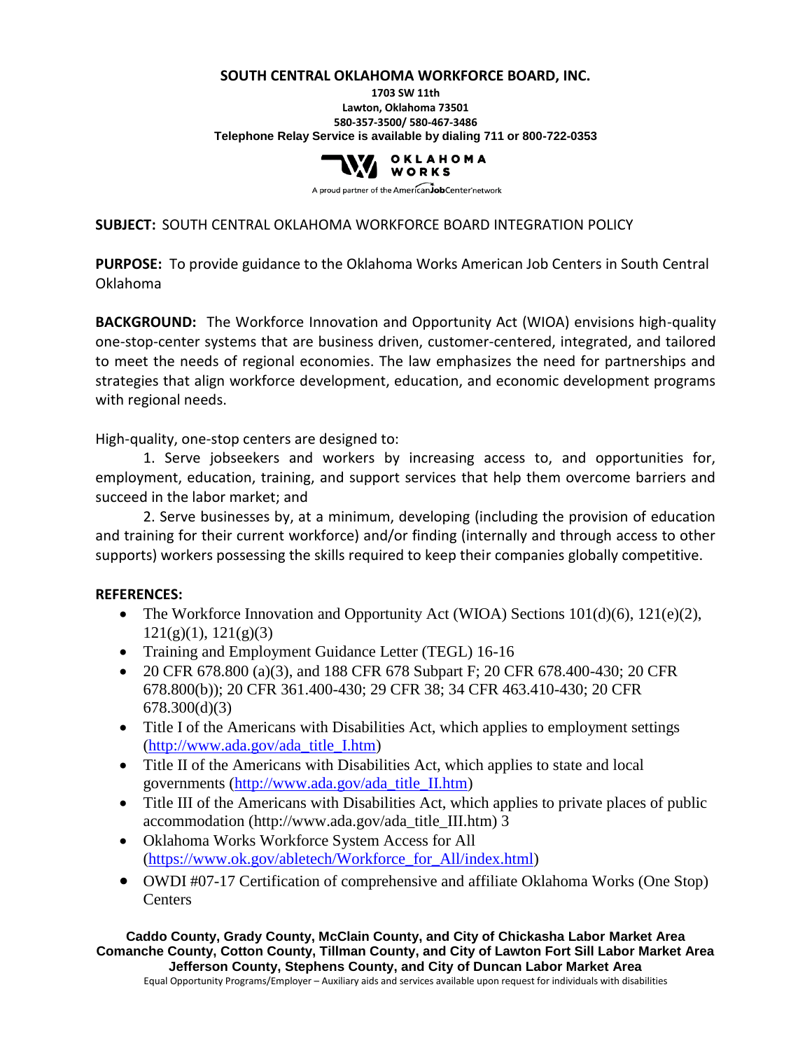**SOUTH CENTRAL OKLAHOMA WORKFORCE BOARD, INC.**
**1703 SW 11th**
**Lawton, Oklahoma 73501**
**580-357-3500/ 580-467-3486**
**Telephone Relay Service is available by dialing 711 or 800-722-0353**

OKLAHOMA WORKS
A proud partner of the AmericanJobCenter network

**SUBJECT:** SOUTH CENTRAL OKLAHOMA WORKFORCE BOARD INTEGRATION POLICY

**PURPOSE:** To provide guidance to the Oklahoma Works American Job Centers in South Central Oklahoma

**BACKGROUND:** The Workforce Innovation and Opportunity Act (WIOA) envisions high-quality one-stop-center systems that are business driven, customer-centered, integrated, and tailored to meet the needs of regional economies. The law emphasizes the need for partnerships and strategies that align workforce development, education, and economic development programs with regional needs.

High-quality, one-stop centers are designed to:

1. Serve jobseekers and workers by increasing access to, and opportunities for, employment, education, training, and support services that help them overcome barriers and succeed in the labor market; and

2. Serve businesses by, at a minimum, developing (including the provision of education and training for their current workforce) and/or finding (internally and through access to other supports) workers possessing the skills required to keep their companies globally competitive.

**REFERENCES:**

- The Workforce Innovation and Opportunity Act (WIOA) Sections 101(d)(6), 121(e)(2), 121(g)(1), 121(g)(3)
- Training and Employment Guidance Letter (TEGL) 16-16
- 20 CFR 678.800 (a)(3), and 188 CFR 678 Subpart F; 20 CFR 678.400-430; 20 CFR 678.800(b)); 20 CFR 361.400-430; 29 CFR 38; 34 CFR 463.410-430; 20 CFR 678.300(d)(3)
- Title I of the Americans with Disabilities Act, which applies to employment settings (http://www.ada.gov/ada_title_I.htm)
- Title II of the Americans with Disabilities Act, which applies to state and local governments (http://www.ada.gov/ada_title_II.htm)
- Title III of the Americans with Disabilities Act, which applies to private places of public accommodation (http://www.ada.gov/ada_title_III.htm) 3
- Oklahoma Works Workforce System Access for All (https://www.ok.gov/abletech/Workforce_for_All/index.html)
- OWDI #07-17 Certification of comprehensive and affiliate Oklahoma Works (One Stop) Centers

**Caddo County, Grady County, McClain County, and City of Chickasha Labor Market Area**
**Comanche County, Cotton County, Tillman County, and City of Lawton Fort Sill Labor Market Area**
**Jefferson County, Stephens County, and City of Duncan Labor Market Area**
Equal Opportunity Programs/Employer – Auxiliary aids and services available upon request for individuals with disabilities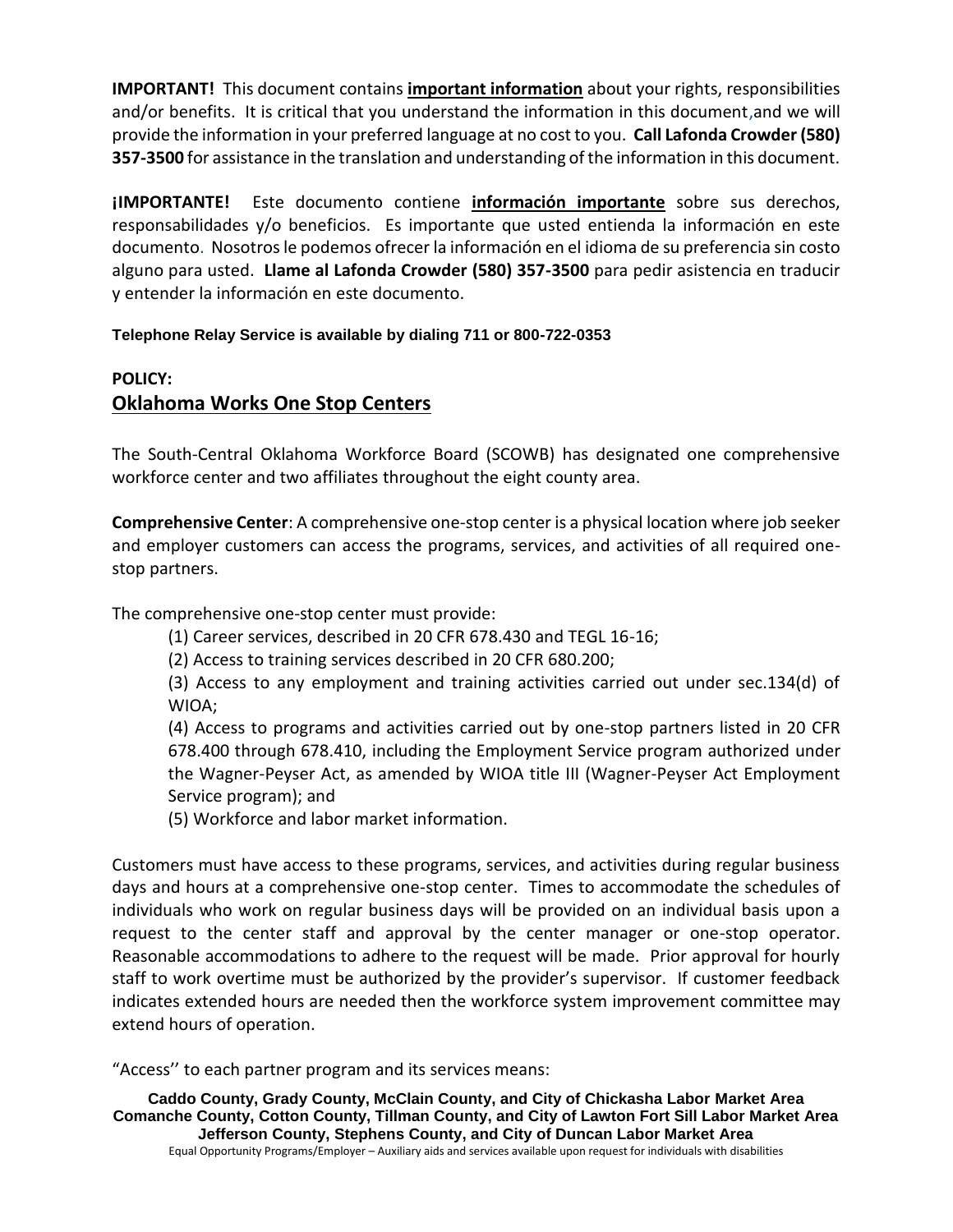**IMPORTANT!** This document contains **<u>important information</u>** about your rights, responsibilities and/or benefits. It is critical that you understand the information in this document,and we will provide the information in your preferred language at no cost to you. **Call Lafonda Crowder (580) 357-3500** for assistance in the translation and understanding of the information in this document.

**¡IMPORTANTE!** Este documento contiene **<u>información importante</u>** sobre sus derechos, responsabilidades y/o beneficios. Es importante que usted entienda la información en este documento. Nosotros le podemos ofrecer la información en el idioma de su preferencia sin costo alguno para usted. **Llame al Lafonda Crowder (580) 357-3500** para pedir asistencia en traducir y entender la información en este documento.

**Telephone Relay Service is available by dialing 711 or 800-722-0353**

**POLICY:**

## Oklahoma Works One Stop Centers

The South-Central Oklahoma Workforce Board (SCOWB) has designated one comprehensive workforce center and two affiliates throughout the eight county area.

**Comprehensive Center**: A comprehensive one-stop center is a physical location where job seeker and employer customers can access the programs, services, and activities of all required one-stop partners.

The comprehensive one-stop center must provide:

(1) Career services, described in 20 CFR 678.430 and TEGL 16-16;

(2) Access to training services described in 20 CFR 680.200;

(3) Access to any employment and training activities carried out under sec.134(d) of WIOA;

(4) Access to programs and activities carried out by one-stop partners listed in 20 CFR 678.400 through 678.410, including the Employment Service program authorized under the Wagner-Peyser Act, as amended by WIOA title III (Wagner-Peyser Act Employment Service program); and

(5) Workforce and labor market information.

Customers must have access to these programs, services, and activities during regular business days and hours at a comprehensive one-stop center. Times to accommodate the schedules of individuals who work on regular business days will be provided on an individual basis upon a request to the center staff and approval by the center manager or one-stop operator. Reasonable accommodations to adhere to the request will be made. Prior approval for hourly staff to work overtime must be authorized by the provider's supervisor. If customer feedback indicates extended hours are needed then the workforce system improvement committee may extend hours of operation.

"Access'' to each partner program and its services means: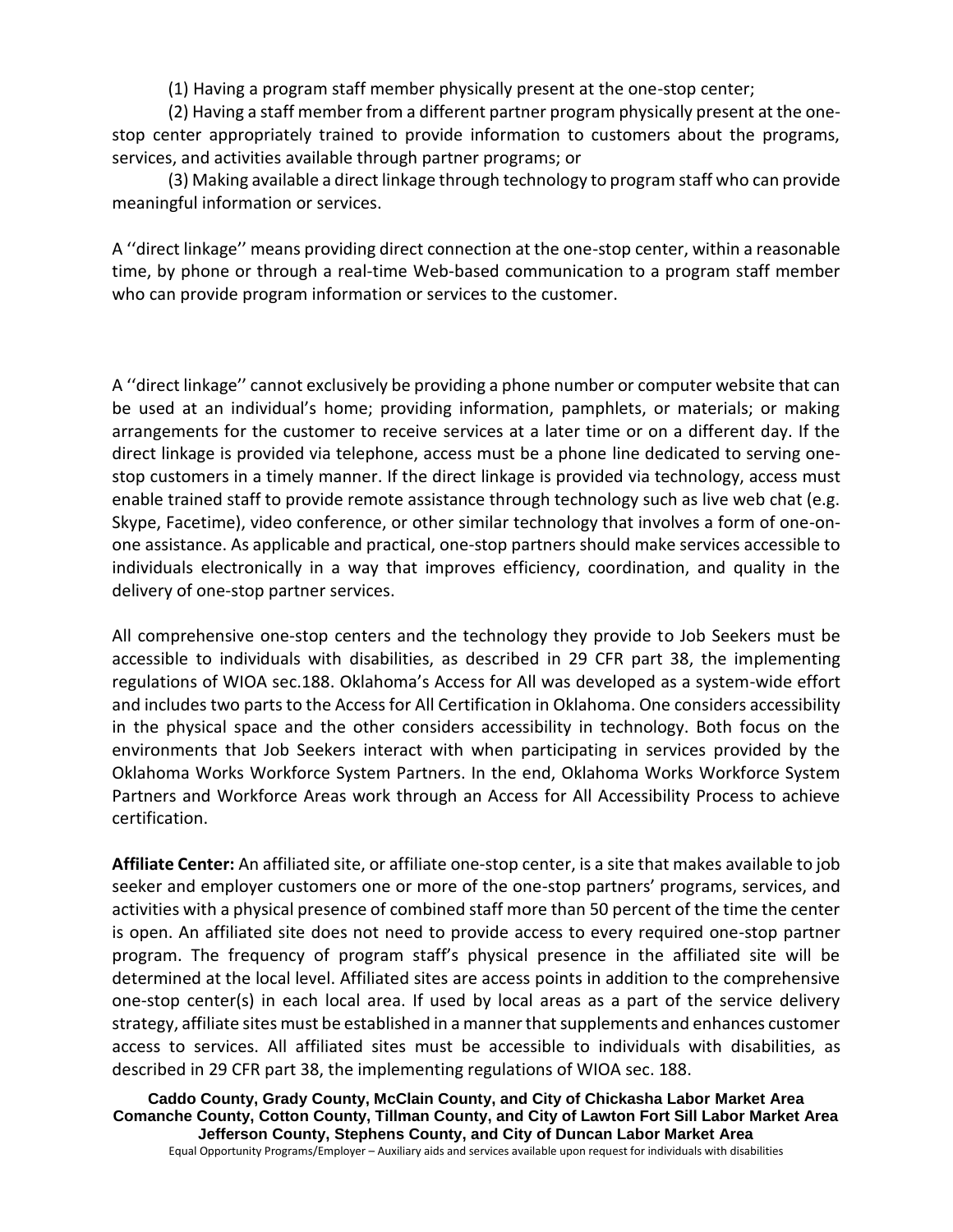(1) Having a program staff member physically present at the one-stop center;

(2) Having a staff member from a different partner program physically present at the one-stop center appropriately trained to provide information to customers about the programs, services, and activities available through partner programs; or

(3) Making available a direct linkage through technology to program staff who can provide meaningful information or services.

A ''direct linkage'' means providing direct connection at the one-stop center, within a reasonable time, by phone or through a real-time Web-based communication to a program staff member who can provide program information or services to the customer.

A ''direct linkage'' cannot exclusively be providing a phone number or computer website that can be used at an individual's home; providing information, pamphlets, or materials; or making arrangements for the customer to receive services at a later time or on a different day. If the direct linkage is provided via telephone, access must be a phone line dedicated to serving one-stop customers in a timely manner. If the direct linkage is provided via technology, access must enable trained staff to provide remote assistance through technology such as live web chat (e.g. Skype, Facetime), video conference, or other similar technology that involves a form of one-on-one assistance. As applicable and practical, one-stop partners should make services accessible to individuals electronically in a way that improves efficiency, coordination, and quality in the delivery of one-stop partner services.

All comprehensive one-stop centers and the technology they provide to Job Seekers must be accessible to individuals with disabilities, as described in 29 CFR part 38, the implementing regulations of WIOA sec.188. Oklahoma's Access for All was developed as a system-wide effort and includes two parts to the Access for All Certification in Oklahoma. One considers accessibility in the physical space and the other considers accessibility in technology. Both focus on the environments that Job Seekers interact with when participating in services provided by the Oklahoma Works Workforce System Partners. In the end, Oklahoma Works Workforce System Partners and Workforce Areas work through an Access for All Accessibility Process to achieve certification.

**Affiliate Center:** An affiliated site, or affiliate one-stop center, is a site that makes available to job seeker and employer customers one or more of the one-stop partners' programs, services, and activities with a physical presence of combined staff more than 50 percent of the time the center is open. An affiliated site does not need to provide access to every required one-stop partner program. The frequency of program staff's physical presence in the affiliated site will be determined at the local level. Affiliated sites are access points in addition to the comprehensive one-stop center(s) in each local area. If used by local areas as a part of the service delivery strategy, affiliate sites must be established in a manner that supplements and enhances customer access to services. All affiliated sites must be accessible to individuals with disabilities, as described in 29 CFR part 38, the implementing regulations of WIOA sec. 188.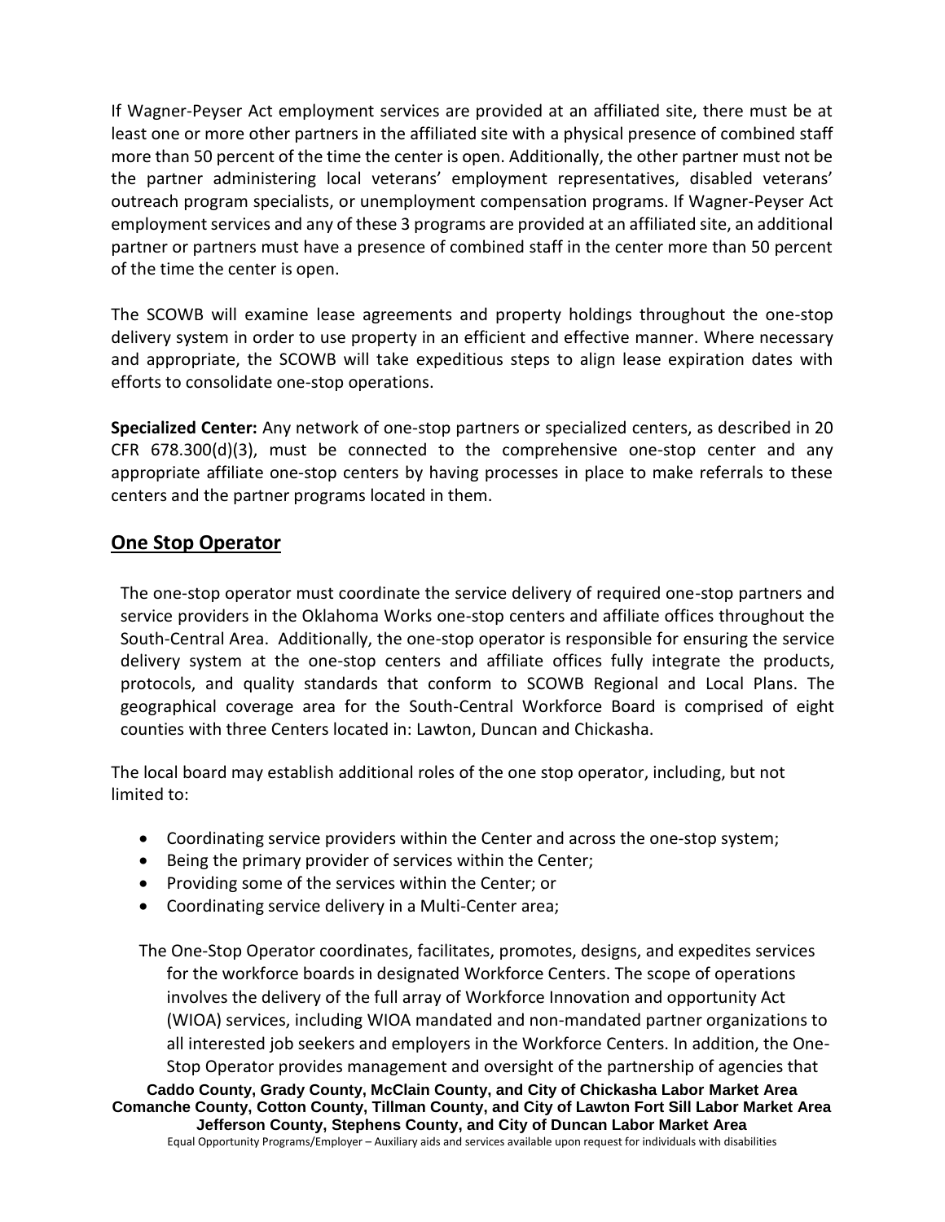If Wagner-Peyser Act employment services are provided at an affiliated site, there must be at least one or more other partners in the affiliated site with a physical presence of combined staff more than 50 percent of the time the center is open. Additionally, the other partner must not be the partner administering local veterans' employment representatives, disabled veterans' outreach program specialists, or unemployment compensation programs. If Wagner-Peyser Act employment services and any of these 3 programs are provided at an affiliated site, an additional partner or partners must have a presence of combined staff in the center more than 50 percent of the time the center is open.

The SCOWB will examine lease agreements and property holdings throughout the one-stop delivery system in order to use property in an efficient and effective manner. Where necessary and appropriate, the SCOWB will take expeditious steps to align lease expiration dates with efforts to consolidate one-stop operations.

**Specialized Center:** Any network of one-stop partners or specialized centers, as described in 20 CFR 678.300(d)(3), must be connected to the comprehensive one-stop center and any appropriate affiliate one-stop centers by having processes in place to make referrals to these centers and the partner programs located in them.

## One Stop Operator

The one-stop operator must coordinate the service delivery of required one-stop partners and service providers in the Oklahoma Works one-stop centers and affiliate offices throughout the South-Central Area. Additionally, the one-stop operator is responsible for ensuring the service delivery system at the one-stop centers and affiliate offices fully integrate the products, protocols, and quality standards that conform to SCOWB Regional and Local Plans. The geographical coverage area for the South-Central Workforce Board is comprised of eight counties with three Centers located in: Lawton, Duncan and Chickasha.

The local board may establish additional roles of the one stop operator, including, but not limited to:

- Coordinating service providers within the Center and across the one-stop system;
- Being the primary provider of services within the Center;
- Providing some of the services within the Center; or
- Coordinating service delivery in a Multi-Center area;

The One-Stop Operator coordinates, facilitates, promotes, designs, and expedites services for the workforce boards in designated Workforce Centers. The scope of operations involves the delivery of the full array of Workforce Innovation and opportunity Act (WIOA) services, including WIOA mandated and non-mandated partner organizations to all interested job seekers and employers in the Workforce Centers. In addition, the One-Stop Operator provides management and oversight of the partnership of agencies that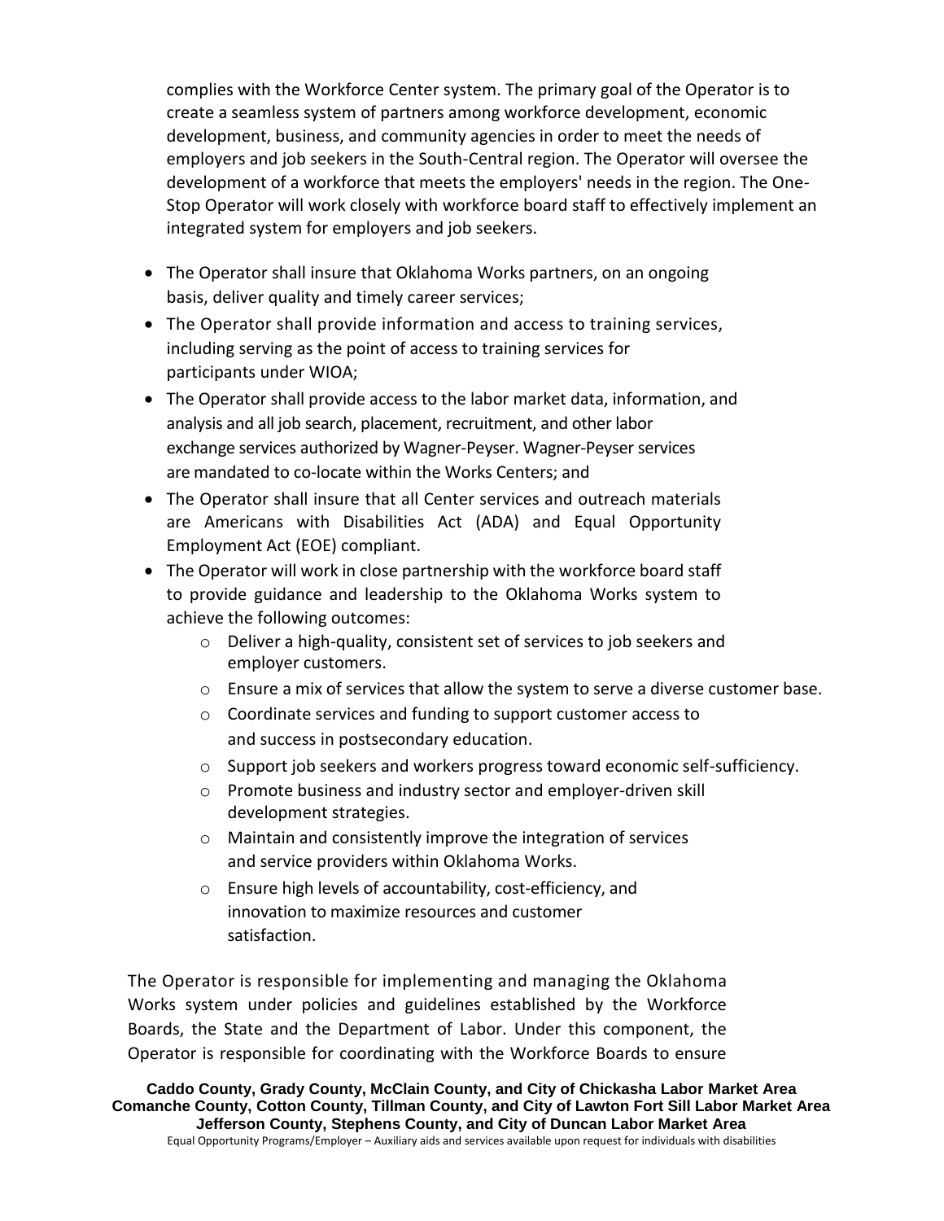complies with the Workforce Center system. The primary goal of the Operator is to create a seamless system of partners among workforce development, economic development, business, and community agencies in order to meet the needs of employers and job seekers in the South-Central region. The Operator will oversee the development of a workforce that meets the employers' needs in the region. The One-Stop Operator will work closely with workforce board staff to effectively implement an integrated system for employers and job seekers.

- The Operator shall insure that Oklahoma Works partners, on an ongoing basis, deliver quality and timely career services;
- The Operator shall provide information and access to training services, including serving as the point of access to training services for participants under WIOA;
- The Operator shall provide access to the labor market data, information, and analysis and all job search, placement, recruitment, and other labor exchange services authorized by Wagner-Peyser. Wagner-Peyser services are mandated to co-locate within the Works Centers; and
- The Operator shall insure that all Center services and outreach materials are Americans with Disabilities Act (ADA) and Equal Opportunity Employment Act (EOE) compliant.
- The Operator will work in close partnership with the workforce board staff to provide guidance and leadership to the Oklahoma Works system to achieve the following outcomes:
  - Deliver a high-quality, consistent set of services to job seekers and employer customers.
  - Ensure a mix of services that allow the system to serve a diverse customer base.
  - Coordinate services and funding to support customer access to and success in postsecondary education.
  - Support job seekers and workers progress toward economic self-sufficiency.
  - Promote business and industry sector and employer-driven skill development strategies.
  - Maintain and consistently improve the integration of services and service providers within Oklahoma Works.
  - Ensure high levels of accountability, cost-efficiency, and innovation to maximize resources and customer satisfaction.

The Operator is responsible for implementing and managing the Oklahoma Works system under policies and guidelines established by the Workforce Boards, the State and the Department of Labor. Under this component, the Operator is responsible for coordinating with the Workforce Boards to ensure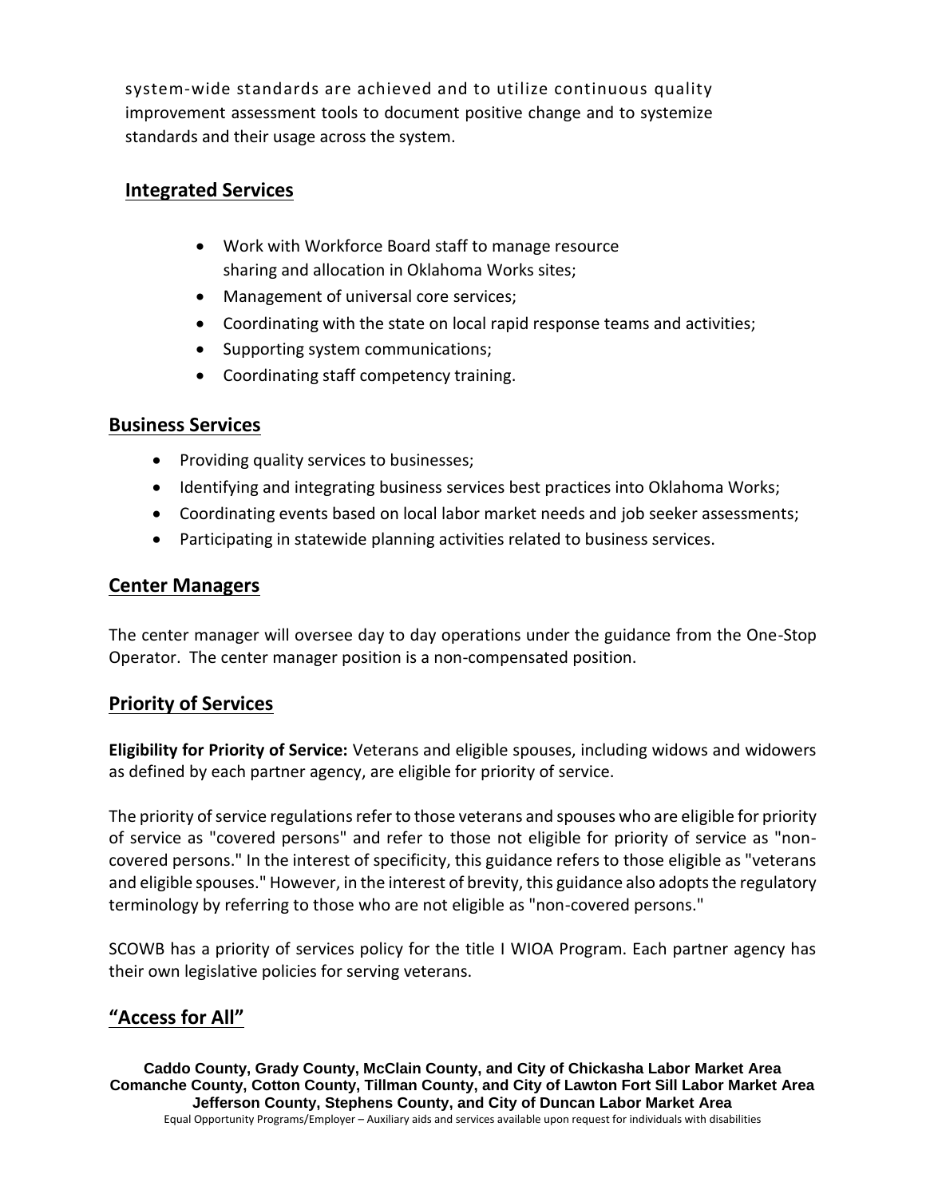system-wide standards are achieved and to utilize continuous quality improvement assessment tools to document positive change and to systemize standards and their usage across the system.

## Integrated Services

- Work with Workforce Board staff to manage resource sharing and allocation in Oklahoma Works sites;
- Management of universal core services;
- Coordinating with the state on local rapid response teams and activities;
- Supporting system communications;
- Coordinating staff competency training.

## Business Services

- Providing quality services to businesses;
- Identifying and integrating business services best practices into Oklahoma Works;
- Coordinating events based on local labor market needs and job seeker assessments;
- Participating in statewide planning activities related to business services.

## Center Managers

The center manager will oversee day to day operations under the guidance from the One-Stop Operator. The center manager position is a non-compensated position.

## Priority of Services

**Eligibility for Priority of Service:** Veterans and eligible spouses, including widows and widowers as defined by each partner agency, are eligible for priority of service.

The priority of service regulations refer to those veterans and spouses who are eligible for priority of service as "covered persons" and refer to those not eligible for priority of service as "non-covered persons." In the interest of specificity, this guidance refers to those eligible as "veterans and eligible spouses." However, in the interest of brevity, this guidance also adopts the regulatory terminology by referring to those who are not eligible as "non-covered persons."

SCOWB has a priority of services policy for the title I WIOA Program. Each partner agency has their own legislative policies for serving veterans.

## "Access for All"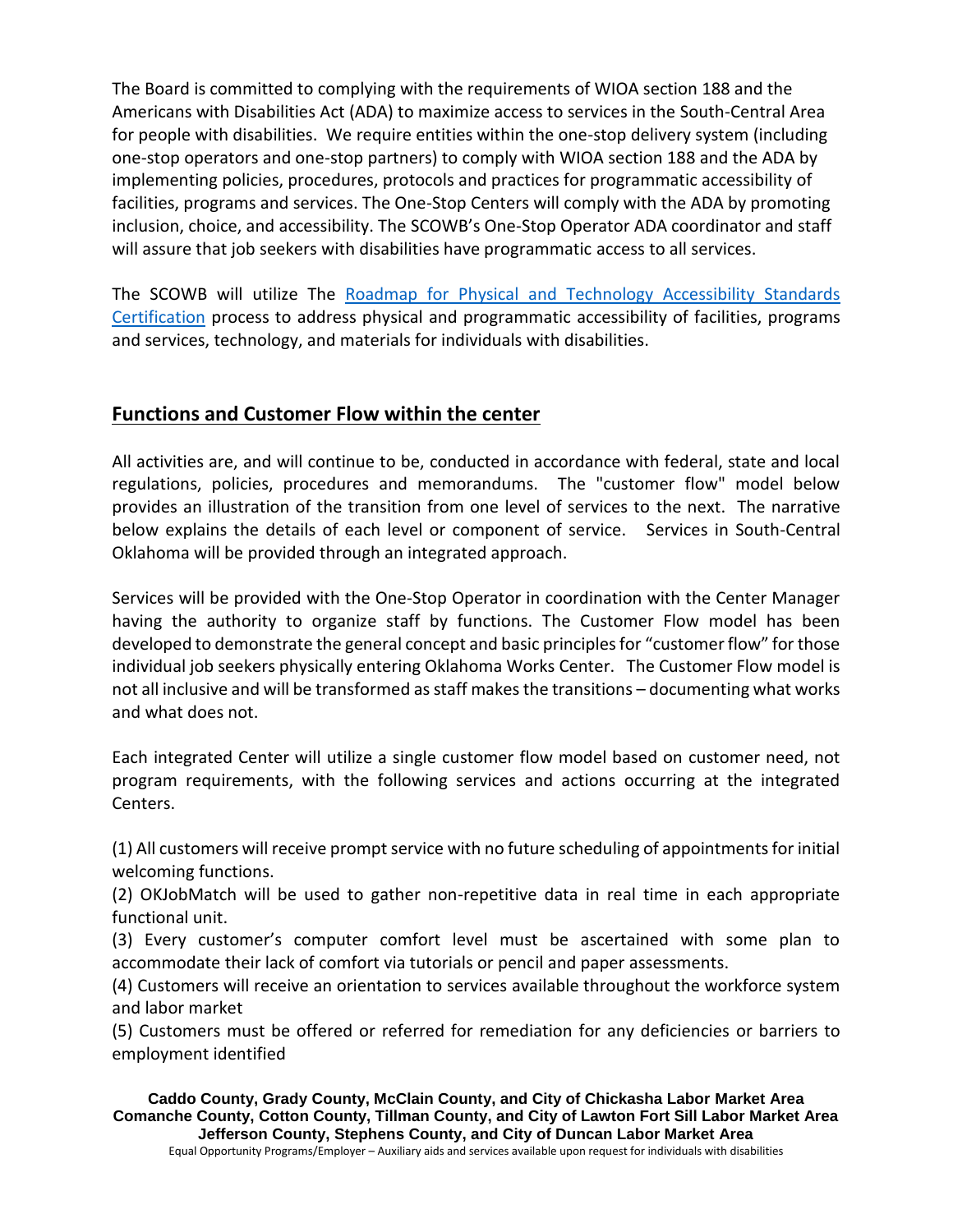The Board is committed to complying with the requirements of WIOA section 188 and the Americans with Disabilities Act (ADA) to maximize access to services in the South-Central Area for people with disabilities. We require entities within the one-stop delivery system (including one-stop operators and one-stop partners) to comply with WIOA section 188 and the ADA by implementing policies, procedures, protocols and practices for programmatic accessibility of facilities, programs and services. The One-Stop Centers will comply with the ADA by promoting inclusion, choice, and accessibility. The SCOWB's One-Stop Operator ADA coordinator and staff will assure that job seekers with disabilities have programmatic access to all services.

The SCOWB will utilize The Roadmap for Physical and Technology Accessibility Standards Certification process to address physical and programmatic accessibility of facilities, programs and services, technology, and materials for individuals with disabilities.

## Functions and Customer Flow within the center

All activities are, and will continue to be, conducted in accordance with federal, state and local regulations, policies, procedures and memorandums. The "customer flow" model below provides an illustration of the transition from one level of services to the next. The narrative below explains the details of each level or component of service. Services in South-Central Oklahoma will be provided through an integrated approach.

Services will be provided with the One-Stop Operator in coordination with the Center Manager having the authority to organize staff by functions. The Customer Flow model has been developed to demonstrate the general concept and basic principles for "customer flow" for those individual job seekers physically entering Oklahoma Works Center. The Customer Flow model is not all inclusive and will be transformed as staff makes the transitions – documenting what works and what does not.

Each integrated Center will utilize a single customer flow model based on customer need, not program requirements, with the following services and actions occurring at the integrated Centers.

(1) All customers will receive prompt service with no future scheduling of appointments for initial welcoming functions.
(2) OKJobMatch will be used to gather non-repetitive data in real time in each appropriate functional unit.
(3) Every customer's computer comfort level must be ascertained with some plan to accommodate their lack of comfort via tutorials or pencil and paper assessments.
(4) Customers will receive an orientation to services available throughout the workforce system and labor market
(5) Customers must be offered or referred for remediation for any deficiencies or barriers to employment identified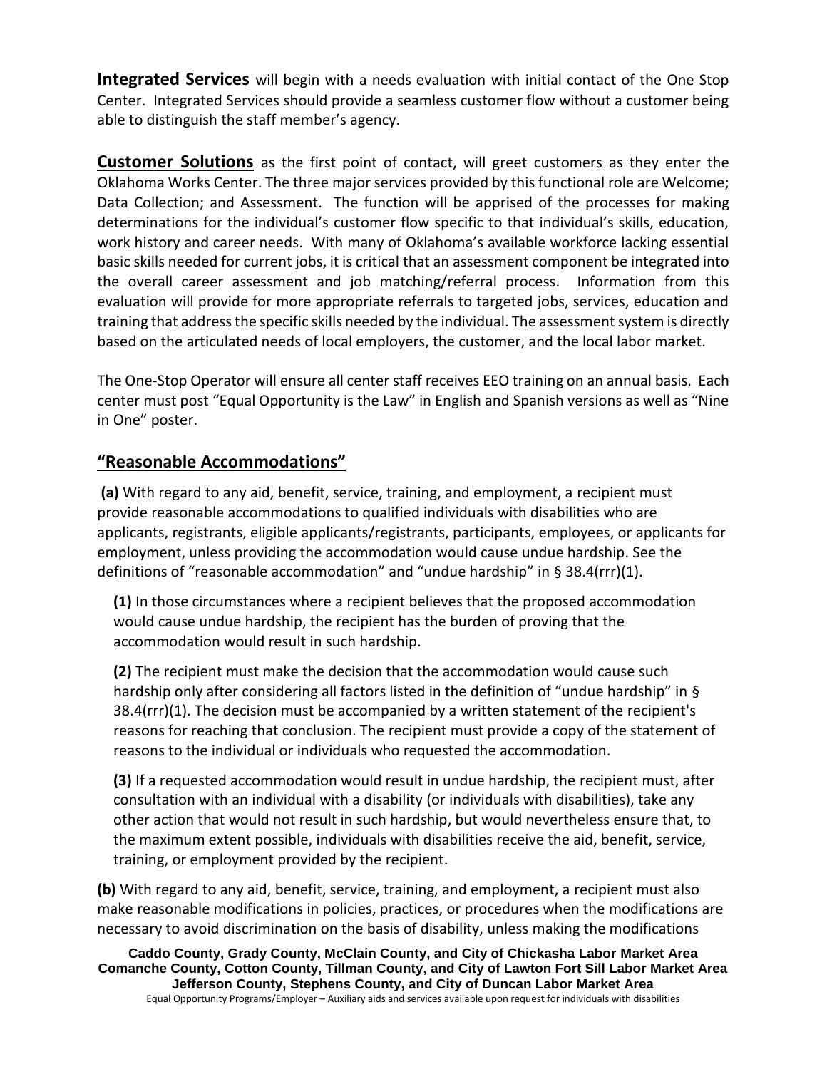**Integrated Services** will begin with a needs evaluation with initial contact of the One Stop Center. Integrated Services should provide a seamless customer flow without a customer being able to distinguish the staff member's agency.

**Customer Solutions** as the first point of contact, will greet customers as they enter the Oklahoma Works Center. The three major services provided by this functional role are Welcome; Data Collection; and Assessment. The function will be apprised of the processes for making determinations for the individual's customer flow specific to that individual's skills, education, work history and career needs. With many of Oklahoma's available workforce lacking essential basic skills needed for current jobs, it is critical that an assessment component be integrated into the overall career assessment and job matching/referral process. Information from this evaluation will provide for more appropriate referrals to targeted jobs, services, education and training that address the specific skills needed by the individual. The assessment system is directly based on the articulated needs of local employers, the customer, and the local labor market.

The One-Stop Operator will ensure all center staff receives EEO training on an annual basis. Each center must post "Equal Opportunity is the Law" in English and Spanish versions as well as "Nine in One" poster.

## "Reasonable Accommodations"

**(a)** With regard to any aid, benefit, service, training, and employment, a recipient must provide reasonable accommodations to qualified individuals with disabilities who are applicants, registrants, eligible applicants/registrants, participants, employees, or applicants for employment, unless providing the accommodation would cause undue hardship. See the definitions of "reasonable accommodation" and "undue hardship" in § 38.4(rrr)(1).

**(1)** In those circumstances where a recipient believes that the proposed accommodation would cause undue hardship, the recipient has the burden of proving that the accommodation would result in such hardship.

**(2)** The recipient must make the decision that the accommodation would cause such hardship only after considering all factors listed in the definition of "undue hardship" in § 38.4(rrr)(1). The decision must be accompanied by a written statement of the recipient's reasons for reaching that conclusion. The recipient must provide a copy of the statement of reasons to the individual or individuals who requested the accommodation.

**(3)** If a requested accommodation would result in undue hardship, the recipient must, after consultation with an individual with a disability (or individuals with disabilities), take any other action that would not result in such hardship, but would nevertheless ensure that, to the maximum extent possible, individuals with disabilities receive the aid, benefit, service, training, or employment provided by the recipient.

**(b)** With regard to any aid, benefit, service, training, and employment, a recipient must also make reasonable modifications in policies, practices, or procedures when the modifications are necessary to avoid discrimination on the basis of disability, unless making the modifications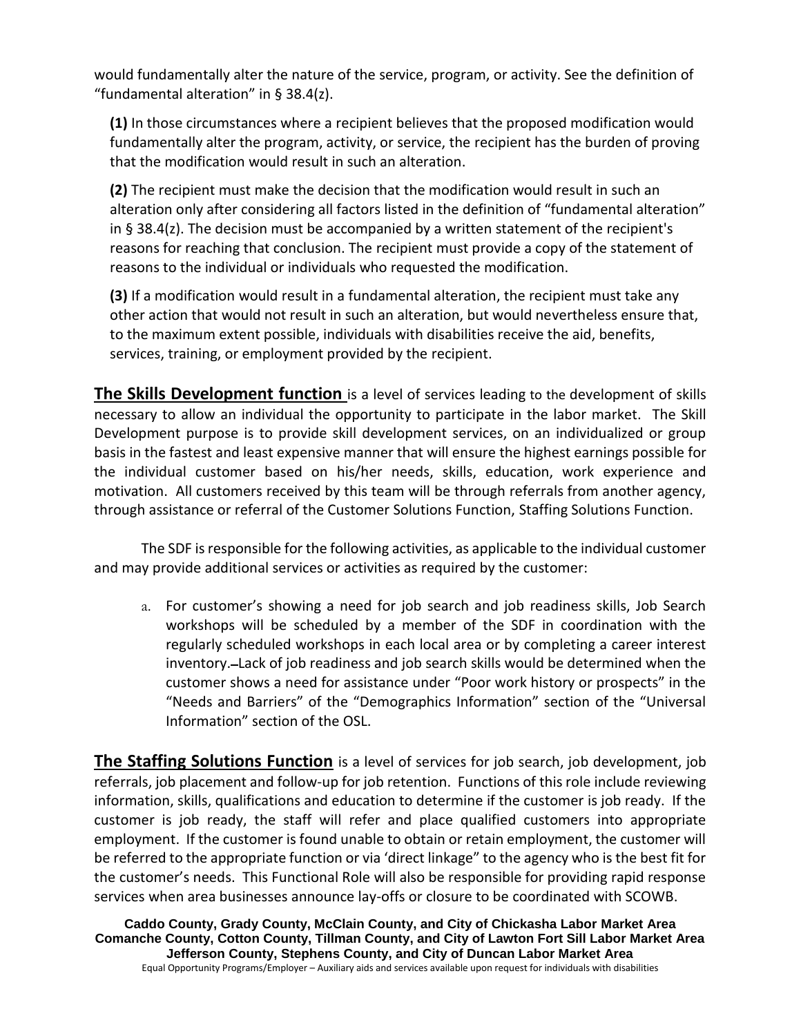would fundamentally alter the nature of the service, program, or activity. See the definition of "fundamental alteration" in § 38.4(z).

**(1)** In those circumstances where a recipient believes that the proposed modification would fundamentally alter the program, activity, or service, the recipient has the burden of proving that the modification would result in such an alteration.

**(2)** The recipient must make the decision that the modification would result in such an alteration only after considering all factors listed in the definition of "fundamental alteration" in § 38.4(z). The decision must be accompanied by a written statement of the recipient's reasons for reaching that conclusion. The recipient must provide a copy of the statement of reasons to the individual or individuals who requested the modification.

**(3)** If a modification would result in a fundamental alteration, the recipient must take any other action that would not result in such an alteration, but would nevertheless ensure that, to the maximum extent possible, individuals with disabilities receive the aid, benefits, services, training, or employment provided by the recipient.

**The Skills Development function** is a level of services leading to the development of skills necessary to allow an individual the opportunity to participate in the labor market. The Skill Development purpose is to provide skill development services, on an individualized or group basis in the fastest and least expensive manner that will ensure the highest earnings possible for the individual customer based on his/her needs, skills, education, work experience and motivation. All customers received by this team will be through referrals from another agency, through assistance or referral of the Customer Solutions Function, Staffing Solutions Function.

The SDF is responsible for the following activities, as applicable to the individual customer and may provide additional services or activities as required by the customer:

a. For customer's showing a need for job search and job readiness skills, Job Search workshops will be scheduled by a member of the SDF in coordination with the regularly scheduled workshops in each local area or by completing a career interest inventory. Lack of job readiness and job search skills would be determined when the customer shows a need for assistance under "Poor work history or prospects" in the "Needs and Barriers" of the "Demographics Information" section of the "Universal Information" section of the OSL.

**The Staffing Solutions Function** is a level of services for job search, job development, job referrals, job placement and follow-up for job retention. Functions of this role include reviewing information, skills, qualifications and education to determine if the customer is job ready. If the customer is job ready, the staff will refer and place qualified customers into appropriate employment. If the customer is found unable to obtain or retain employment, the customer will be referred to the appropriate function or via 'direct linkage" to the agency who is the best fit for the customer's needs. This Functional Role will also be responsible for providing rapid response services when area businesses announce lay-offs or closure to be coordinated with SCOWB.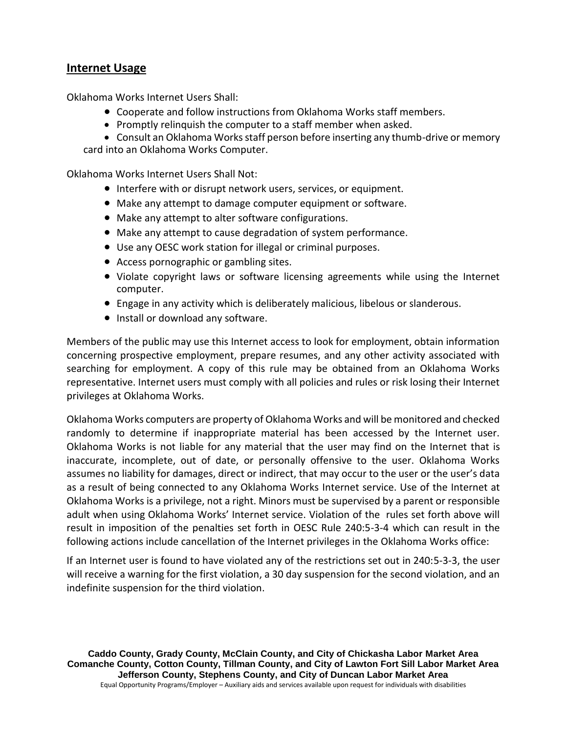## Internet Usage

Oklahoma Works Internet Users Shall:

- Cooperate and follow instructions from Oklahoma Works staff members.
- Promptly relinquish the computer to a staff member when asked.
- Consult an Oklahoma Works staff person before inserting any thumb-drive or memory card into an Oklahoma Works Computer.

Oklahoma Works Internet Users Shall Not:

- Interfere with or disrupt network users, services, or equipment.
- Make any attempt to damage computer equipment or software.
- Make any attempt to alter software configurations.
- Make any attempt to cause degradation of system performance.
- Use any OESC work station for illegal or criminal purposes.
- Access pornographic or gambling sites.
- Violate copyright laws or software licensing agreements while using the Internet computer.
- Engage in any activity which is deliberately malicious, libelous or slanderous.
- Install or download any software.

Members of the public may use this Internet access to look for employment, obtain information concerning prospective employment, prepare resumes, and any other activity associated with searching for employment. A copy of this rule may be obtained from an Oklahoma Works representative. Internet users must comply with all policies and rules or risk losing their Internet privileges at Oklahoma Works.

Oklahoma Works computers are property of Oklahoma Works and will be monitored and checked randomly to determine if inappropriate material has been accessed by the Internet user. Oklahoma Works is not liable for any material that the user may find on the Internet that is inaccurate, incomplete, out of date, or personally offensive to the user. Oklahoma Works assumes no liability for damages, direct or indirect, that may occur to the user or the user's data as a result of being connected to any Oklahoma Works Internet service. Use of the Internet at Oklahoma Works is a privilege, not a right. Minors must be supervised by a parent or responsible adult when using Oklahoma Works' Internet service. Violation of the rules set forth above will result in imposition of the penalties set forth in OESC Rule 240:5-3-4 which can result in the following actions include cancellation of the Internet privileges in the Oklahoma Works office:

If an Internet user is found to have violated any of the restrictions set out in 240:5-3-3, the user will receive a warning for the first violation, a 30 day suspension for the second violation, and an indefinite suspension for the third violation.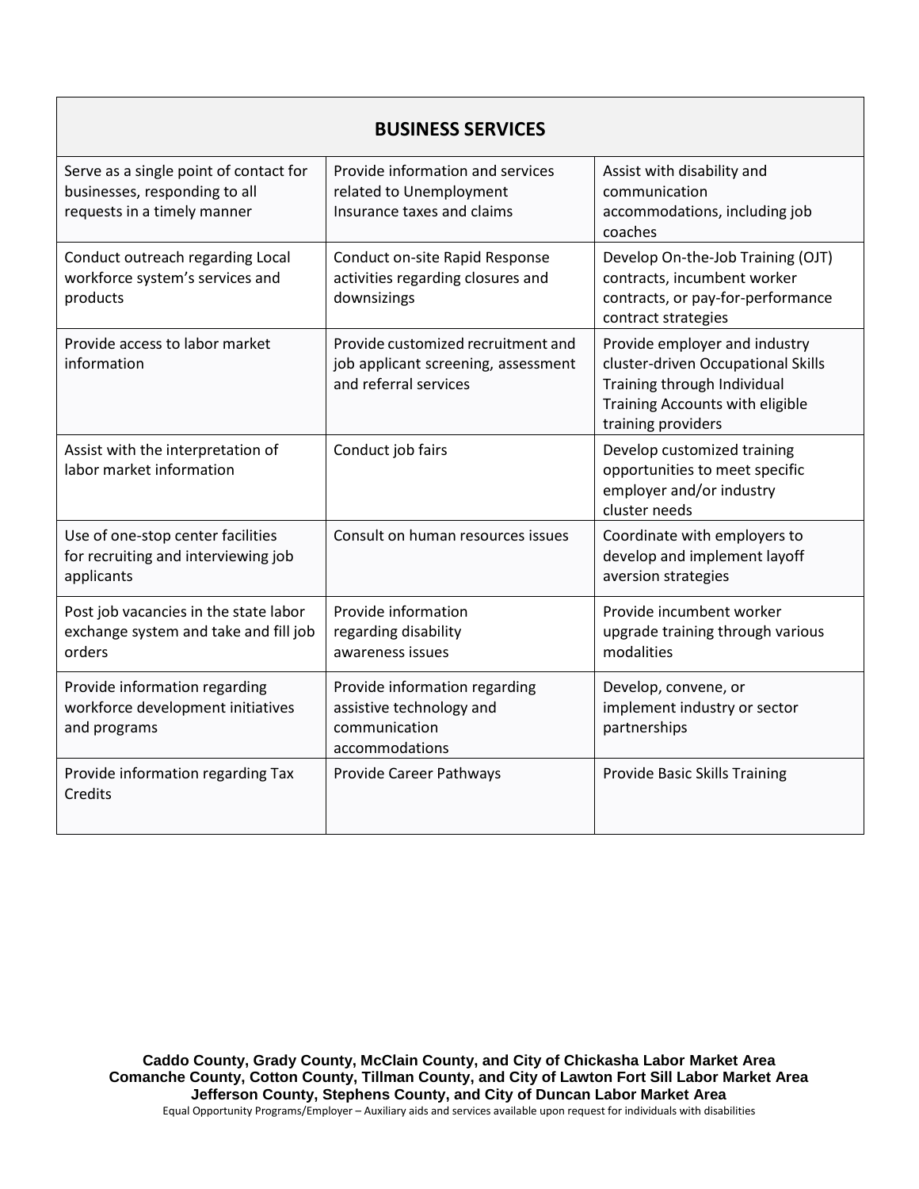| BUSINESS SERVICES | | |
|---|---|---|
| Serve as a single point of contact for businesses, responding to all requests in a timely manner | Provide information and services related to Unemployment Insurance taxes and claims | Assist with disability and communication accommodations, including job coaches |
| Conduct outreach regarding Local workforce system's services and products | Conduct on-site Rapid Response activities regarding closures and downsizings | Develop On-the-Job Training (OJT) contracts, incumbent worker contracts, or pay-for-performance contract strategies |
| Provide access to labor market information | Provide customized recruitment and job applicant screening, assessment and referral services | Provide employer and industry cluster-driven Occupational Skills Training through Individual Training Accounts with eligible training providers |
| Assist with the interpretation of labor market information | Conduct job fairs | Develop customized training opportunities to meet specific employer and/or industry cluster needs |
| Use of one-stop center facilities for recruiting and interviewing job applicants | Consult on human resources issues | Coordinate with employers to develop and implement layoff aversion strategies |
| Post job vacancies in the state labor exchange system and take and fill job orders | Provide information regarding disability awareness issues | Provide incumbent worker upgrade training through various modalities |
| Provide information regarding workforce development initiatives and programs | Provide information regarding assistive technology and communication accommodations | Develop, convene, or implement industry or sector partnerships |
| Provide information regarding Tax Credits | Provide Career Pathways | Provide Basic Skills Training |

**Caddo County, Grady County, McClain County, and City of Chickasha Labor Market Area**
**Comanche County, Cotton County, Tillman County, and City of Lawton Fort Sill Labor Market Area**
**Jefferson County, Stephens County, and City of Duncan Labor Market Area**

Equal Opportunity Programs/Employer – Auxiliary aids and services available upon request for individuals with disabilities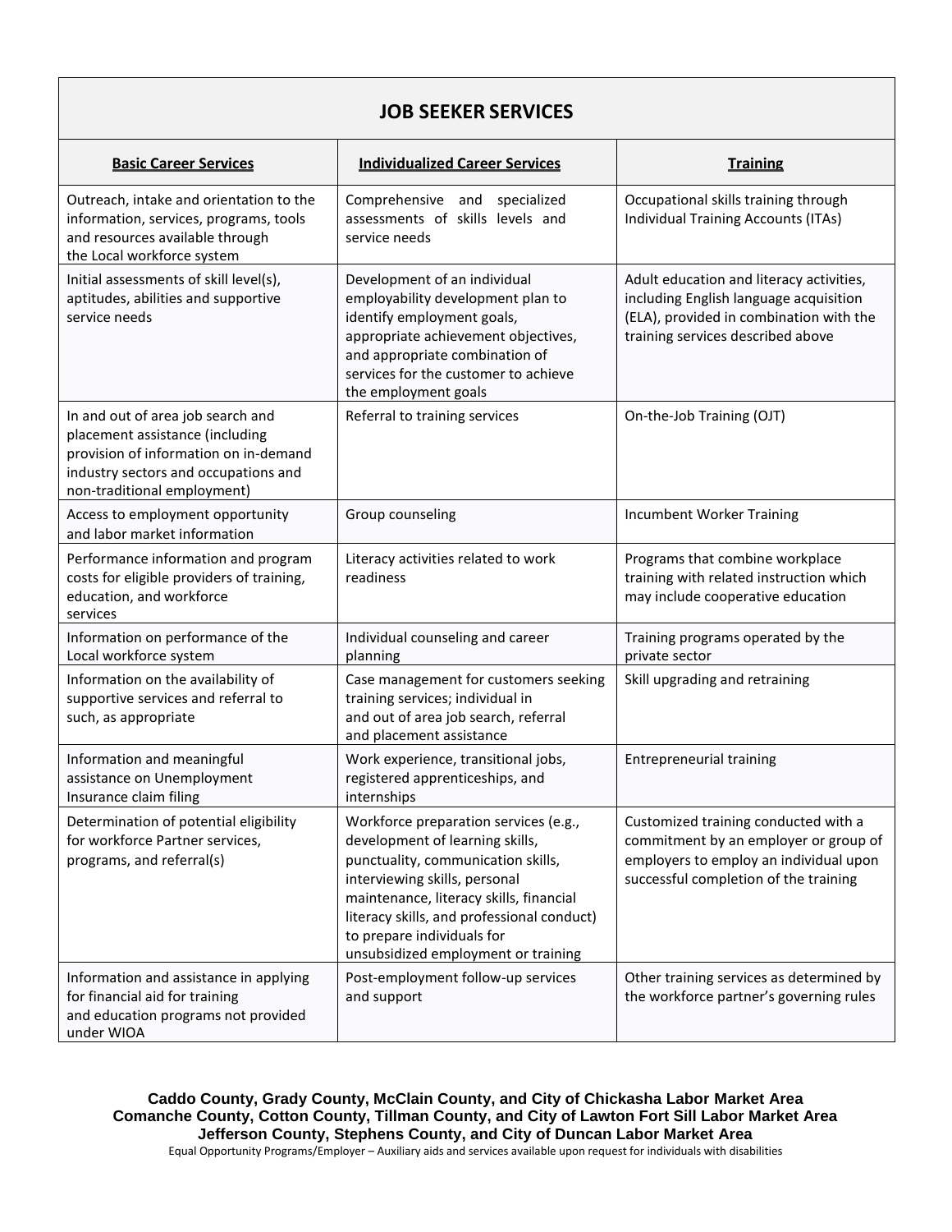| JOB SEEKER SERVICES | | |
|---|---|---|
| **Basic Career Services** | **Individualized Career Services** | **Training** |
| Outreach, intake and orientation to the information, services, programs, tools and resources available through the Local workforce system | Comprehensive and specialized assessments of skills levels and service needs | Occupational skills training through Individual Training Accounts (ITAs) |
| Initial assessments of skill level(s), aptitudes, abilities and supportive service needs | Development of an individual employability development plan to identify employment goals, appropriate achievement objectives, and appropriate combination of services for the customer to achieve the employment goals | Adult education and literacy activities, including English language acquisition (ELA), provided in combination with the training services described above |
| In and out of area job search and placement assistance (including provision of information on in-demand industry sectors and occupations and non-traditional employment) | Referral to training services | On-the-Job Training (OJT) |
| Access to employment opportunity and labor market information | Group counseling | Incumbent Worker Training |
| Performance information and program costs for eligible providers of training, education, and workforce services | Literacy activities related to work readiness | Programs that combine workplace training with related instruction which may include cooperative education |
| Information on performance of the Local workforce system | Individual counseling and career planning | Training programs operated by the private sector |
| Information on the availability of supportive services and referral to such, as appropriate | Case management for customers seeking training services; individual in and out of area job search, referral and placement assistance | Skill upgrading and retraining |
| Information and meaningful assistance on Unemployment Insurance claim filing | Work experience, transitional jobs, registered apprenticeships, and internships | Entrepreneurial training |
| Determination of potential eligibility for workforce Partner services, programs, and referral(s) | Workforce preparation services (e.g., development of learning skills, punctuality, communication skills, interviewing skills, personal maintenance, literacy skills, financial literacy skills, and professional conduct) to prepare individuals for unsubsidized employment or training | Customized training conducted with a commitment by an employer or group of employers to employ an individual upon successful completion of the training |
| Information and assistance in applying for financial aid for training and education programs not provided under WIOA | Post-employment follow-up services and support | Other training services as determined by the workforce partner's governing rules |

**Caddo County, Grady County, McClain County, and City of Chickasha Labor Market Area**
**Comanche County, Cotton County, Tillman County, and City of Lawton Fort Sill Labor Market Area**
**Jefferson County, Stephens County, and City of Duncan Labor Market Area**

Equal Opportunity Programs/Employer – Auxiliary aids and services available upon request for individuals with disabilities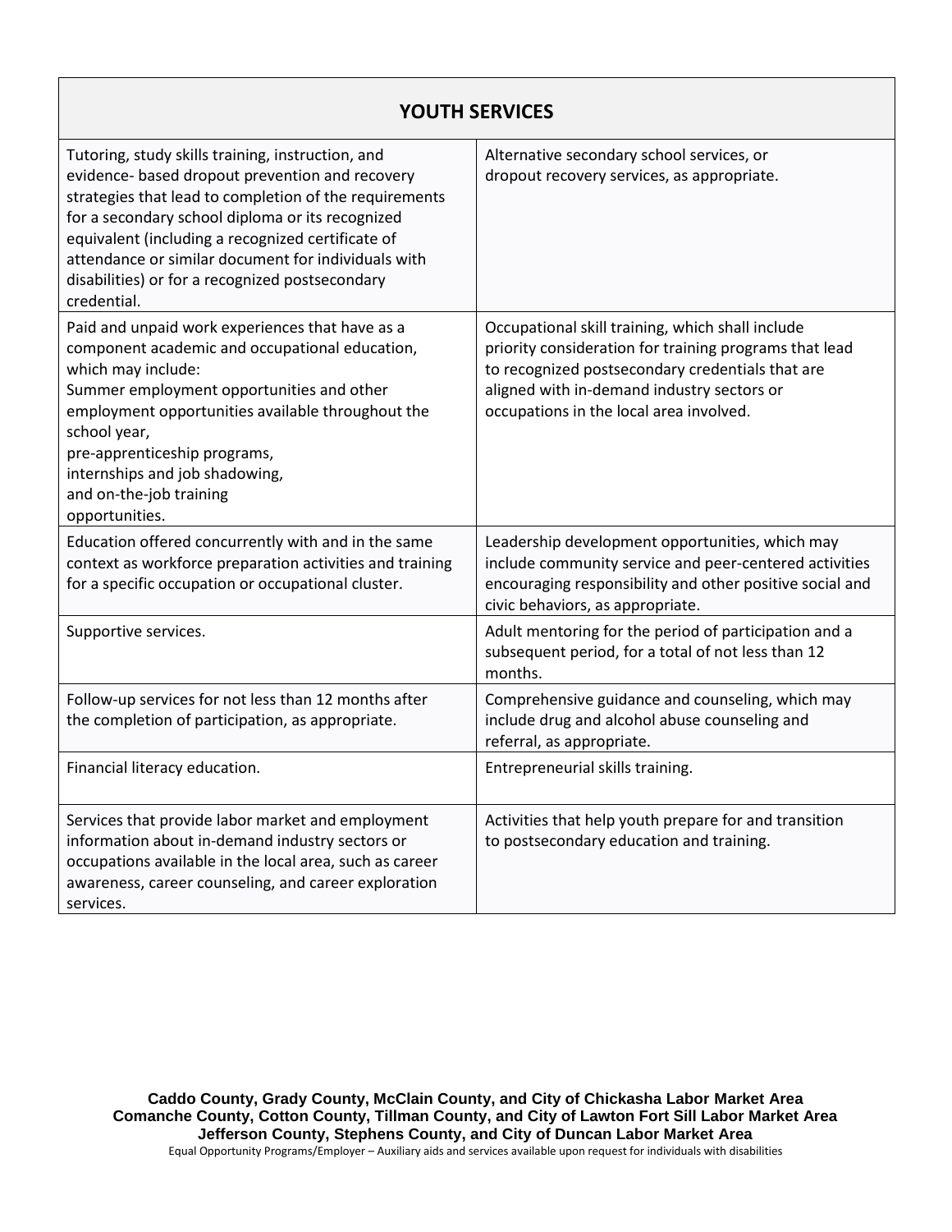| YOUTH SERVICES | |
|---|---|
| Tutoring, study skills training, instruction, and evidence- based dropout prevention and recovery strategies that lead to completion of the requirements for a secondary school diploma or its recognized equivalent (including a recognized certificate of attendance or similar document for individuals with disabilities) or for a recognized postsecondary credential. | Alternative secondary school services, or dropout recovery services, as appropriate. |
| Paid and unpaid work experiences that have as a component academic and occupational education, which may include: Summer employment opportunities and other employment opportunities available throughout the school year, pre-apprenticeship programs, internships and job shadowing, and on-the-job training opportunities. | Occupational skill training, which shall include priority consideration for training programs that lead to recognized postsecondary credentials that are aligned with in-demand industry sectors or occupations in the local area involved. |
| Education offered concurrently with and in the same context as workforce preparation activities and training for a specific occupation or occupational cluster. | Leadership development opportunities, which may include community service and peer-centered activities encouraging responsibility and other positive social and civic behaviors, as appropriate. |
| Supportive services. | Adult mentoring for the period of participation and a subsequent period, for a total of not less than 12 months. |
| Follow-up services for not less than 12 months after the completion of participation, as appropriate. | Comprehensive guidance and counseling, which may include drug and alcohol abuse counseling and referral, as appropriate. |
| Financial literacy education. | Entrepreneurial skills training. |
| Services that provide labor market and employment information about in-demand industry sectors or occupations available in the local area, such as career awareness, career counseling, and career exploration services. | Activities that help youth prepare for and transition to postsecondary education and training. |

**Caddo County, Grady County, McClain County, and City of Chickasha Labor Market Area**
**Comanche County, Cotton County, Tillman County, and City of Lawton Fort Sill Labor Market Area**
**Jefferson County, Stephens County, and City of Duncan Labor Market Area**
Equal Opportunity Programs/Employer – Auxiliary aids and services available upon request for individuals with disabilities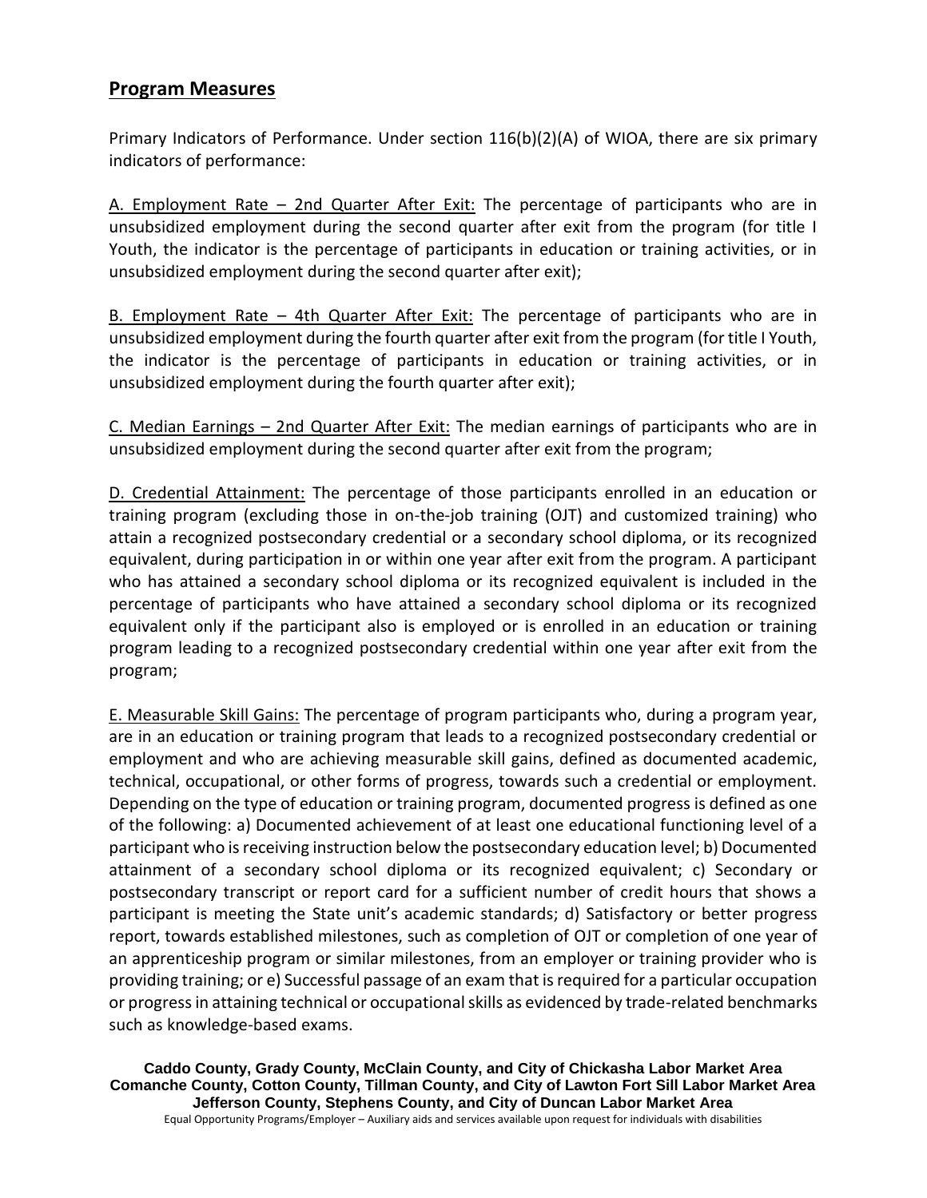## Program Measures

Primary Indicators of Performance. Under section 116(b)(2)(A) of WIOA, there are six primary indicators of performance:

A. Employment Rate – 2nd Quarter After Exit: The percentage of participants who are in unsubsidized employment during the second quarter after exit from the program (for title I Youth, the indicator is the percentage of participants in education or training activities, or in unsubsidized employment during the second quarter after exit);

B. Employment Rate – 4th Quarter After Exit: The percentage of participants who are in unsubsidized employment during the fourth quarter after exit from the program (for title I Youth, the indicator is the percentage of participants in education or training activities, or in unsubsidized employment during the fourth quarter after exit);

C. Median Earnings – 2nd Quarter After Exit: The median earnings of participants who are in unsubsidized employment during the second quarter after exit from the program;

D. Credential Attainment: The percentage of those participants enrolled in an education or training program (excluding those in on-the-job training (OJT) and customized training) who attain a recognized postsecondary credential or a secondary school diploma, or its recognized equivalent, during participation in or within one year after exit from the program. A participant who has attained a secondary school diploma or its recognized equivalent is included in the percentage of participants who have attained a secondary school diploma or its recognized equivalent only if the participant also is employed or is enrolled in an education or training program leading to a recognized postsecondary credential within one year after exit from the program;

E. Measurable Skill Gains: The percentage of program participants who, during a program year, are in an education or training program that leads to a recognized postsecondary credential or employment and who are achieving measurable skill gains, defined as documented academic, technical, occupational, or other forms of progress, towards such a credential or employment. Depending on the type of education or training program, documented progress is defined as one of the following: a) Documented achievement of at least one educational functioning level of a participant who is receiving instruction below the postsecondary education level; b) Documented attainment of a secondary school diploma or its recognized equivalent; c) Secondary or postsecondary transcript or report card for a sufficient number of credit hours that shows a participant is meeting the State unit's academic standards; d) Satisfactory or better progress report, towards established milestones, such as completion of OJT or completion of one year of an apprenticeship program or similar milestones, from an employer or training provider who is providing training; or e) Successful passage of an exam that is required for a particular occupation or progress in attaining technical or occupational skills as evidenced by trade-related benchmarks such as knowledge-based exams.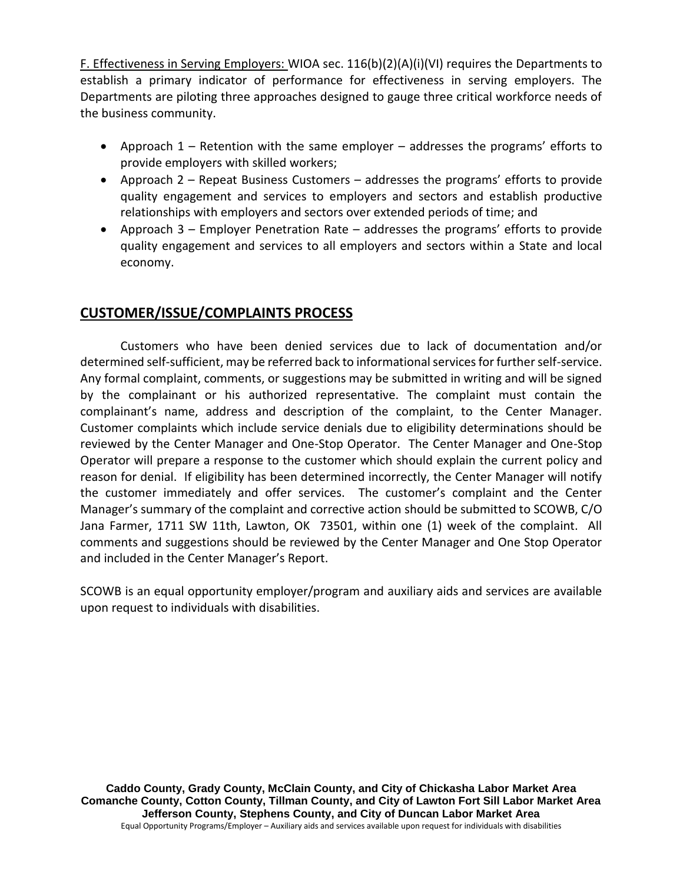F. Effectiveness in Serving Employers: WIOA sec. 116(b)(2)(A)(i)(VI) requires the Departments to establish a primary indicator of performance for effectiveness in serving employers. The Departments are piloting three approaches designed to gauge three critical workforce needs of the business community.

- Approach 1 – Retention with the same employer – addresses the programs' efforts to provide employers with skilled workers;
- Approach 2 – Repeat Business Customers – addresses the programs' efforts to provide quality engagement and services to employers and sectors and establish productive relationships with employers and sectors over extended periods of time; and
- Approach 3 – Employer Penetration Rate – addresses the programs' efforts to provide quality engagement and services to all employers and sectors within a State and local economy.

## CUSTOMER/ISSUE/COMPLAINTS PROCESS

Customers who have been denied services due to lack of documentation and/or determined self-sufficient, may be referred back to informational services for further self-service. Any formal complaint, comments, or suggestions may be submitted in writing and will be signed by the complainant or his authorized representative. The complaint must contain the complainant's name, address and description of the complaint, to the Center Manager. Customer complaints which include service denials due to eligibility determinations should be reviewed by the Center Manager and One-Stop Operator. The Center Manager and One-Stop Operator will prepare a response to the customer which should explain the current policy and reason for denial. If eligibility has been determined incorrectly, the Center Manager will notify the customer immediately and offer services. The customer's complaint and the Center Manager's summary of the complaint and corrective action should be submitted to SCOWB, C/O Jana Farmer, 1711 SW 11th, Lawton, OK 73501, within one (1) week of the complaint. All comments and suggestions should be reviewed by the Center Manager and One Stop Operator and included in the Center Manager's Report.

SCOWB is an equal opportunity employer/program and auxiliary aids and services are available upon request to individuals with disabilities.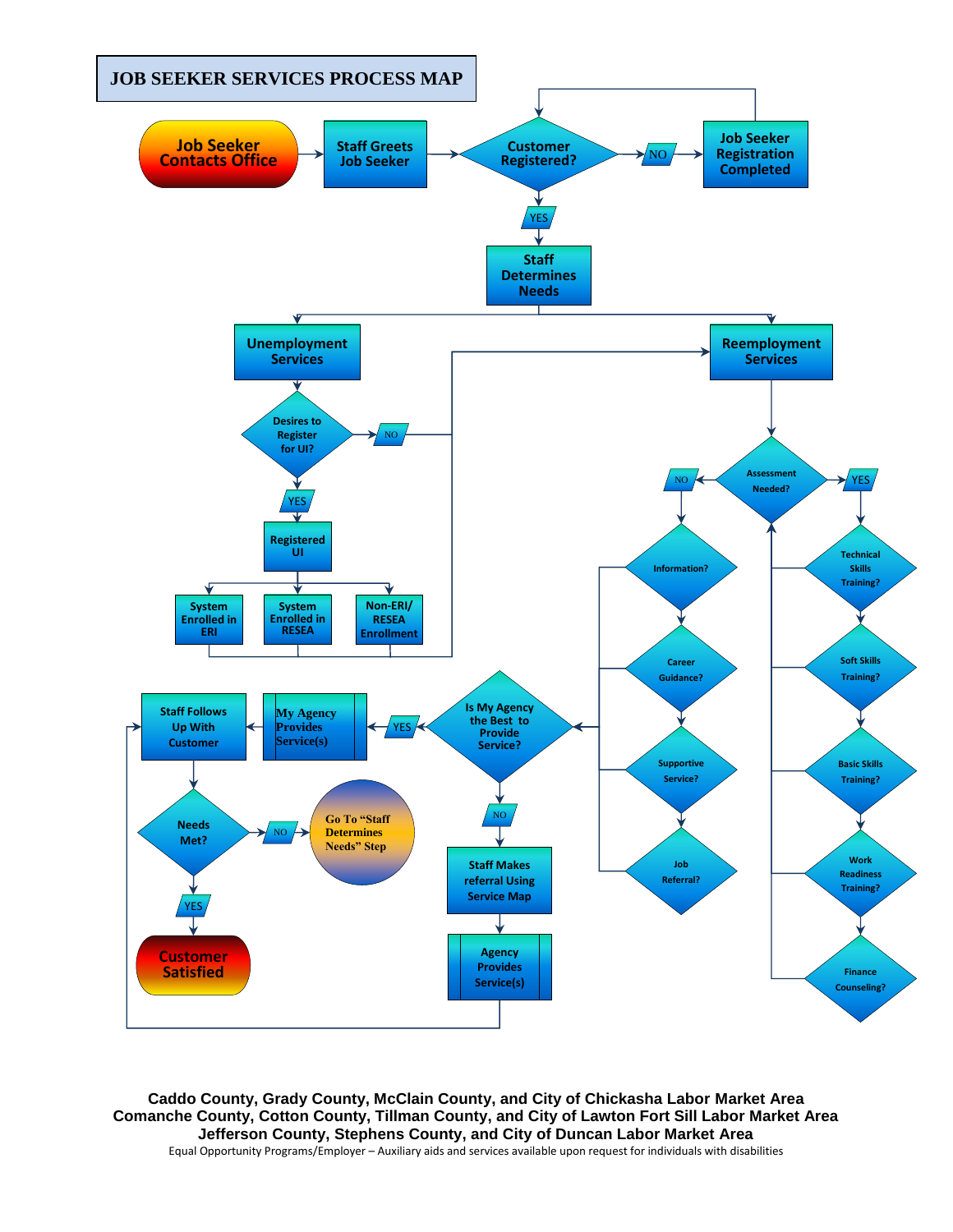# JOB SEEKER SERVICES PROCESS MAP

Job Seeker Contacts Office → Staff Greets Job Seeker → Customer Registered?

- NO → Job Seeker Registration Completed → Customer Registered?
- YES → Staff Determines Needs

Staff Determines Needs → Unemployment Services / Reemployment Services

**Unemployment Services** → Desires to Register for UI?

- NO → Reemployment Services
- YES → Registered UI → System Enrolled in ERI / System Enrolled in RESEA / Non-ERI/ RESEA Enrollment → Reemployment Services

**Reemployment Services** → Assessment Needed?

- NO → Information? → Career Guidance? → Supportive Service? → Job Referral? → Is My Agency the Best to Provide Service?
- YES → Technical Skills Training? → Soft Skills Training? → Basic Skills Training? → Work Readiness Training? → Finance Counseling? → Assessment Needed?

**Is My Agency the Best to Provide Service?**

- YES → My Agency Provides Service(s) → Staff Follows Up With Customer
- NO → Staff Makes referral Using Service Map → Agency Provides Service(s) → Staff Follows Up With Customer

Staff Follows Up With Customer → Needs Met?

- NO → Go To "Staff Determines Needs" Step
- YES → Customer Satisfied

**Caddo County, Grady County, McClain County, and City of Chickasha Labor Market Area**
**Comanche County, Cotton County, Tillman County, and City of Lawton Fort Sill Labor Market Area**
**Jefferson County, Stephens County, and City of Duncan Labor Market Area**

Equal Opportunity Programs/Employer – Auxiliary aids and services available upon request for individuals with disabilities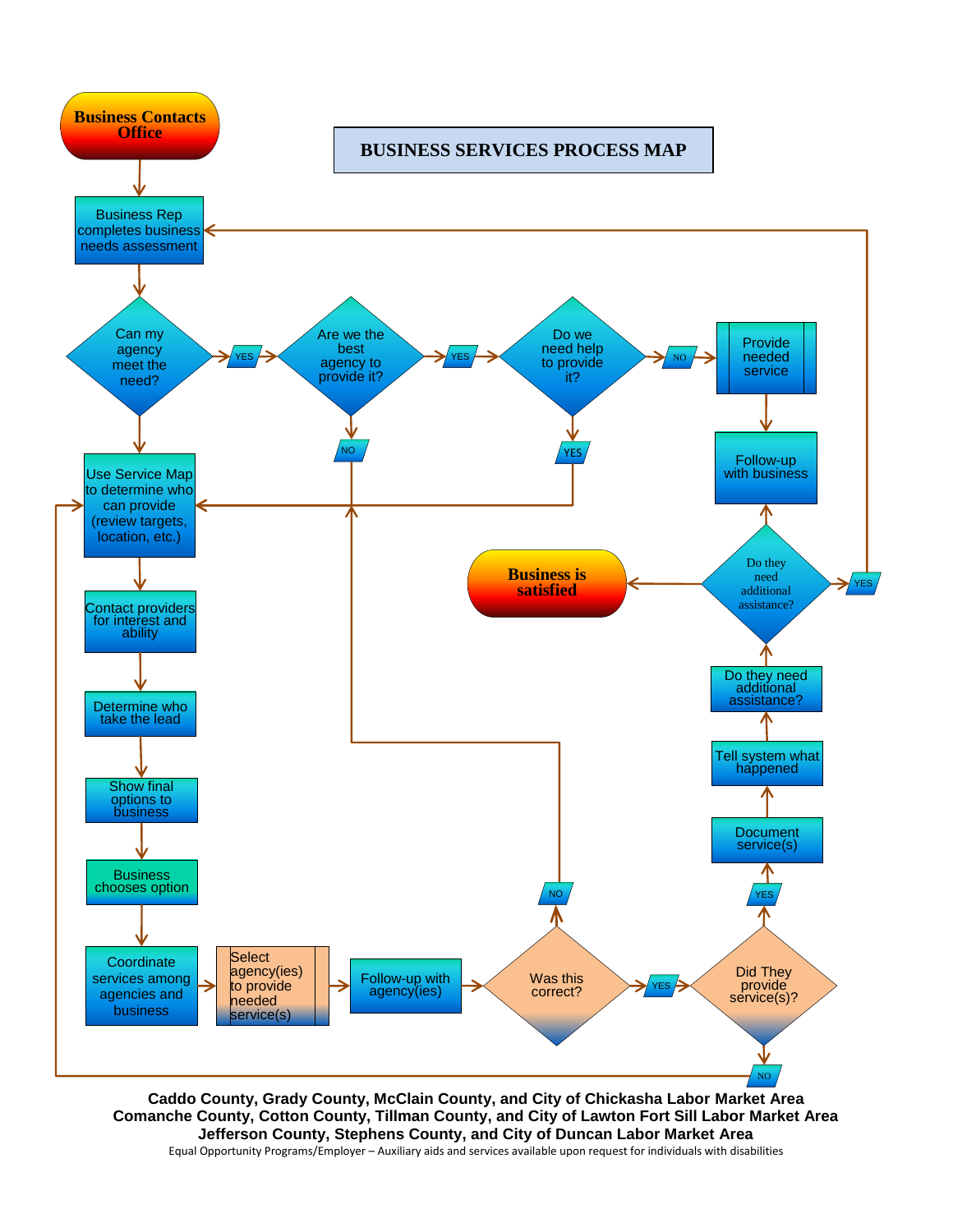# BUSINESS SERVICES PROCESS MAP

- **Business Contacts Office** → Business Rep completes business needs assessment
- Business Rep completes business needs assessment → Can my agency meet the need?
- Can my agency meet the need?
  - YES → Are we the best agency to provide it?
  - (otherwise) → Use Service Map to determine who can provide (review targets, location, etc.)
- Are we the best agency to provide it?
  - YES → Do we need help to provide it?
  - NO → Use Service Map to determine who can provide (review targets, location, etc.)
- Do we need help to provide it?
  - NO → Provide needed service → Follow-up with business
  - YES → Use Service Map to determine who can provide (review targets, location, etc.)
- Use Service Map to determine who can provide (review targets, location, etc.) → Contact providers for interest and ability → Determine who take the lead → Show final options to business → Business chooses option → Coordinate services among agencies and business → Select agency(ies) to provide needed service(s) → Follow-up with agency(ies) → Was this correct?
- Was this correct?
  - NO → Use Service Map to determine who can provide
  - YES → Did They provide service(s)?
- Did They provide service(s)?
  - NO → Use Service Map to determine who can provide
  - YES → Document service(s) → Tell system what happened → Do they need additional assistance?
- Do they need additional assistance?
  - YES → Business Rep completes business needs assessment
  - (otherwise) → **Business is satisfied**

**Caddo County, Grady County, McClain County, and City of Chickasha Labor Market Area**
**Comanche County, Cotton County, Tillman County, and City of Lawton Fort Sill Labor Market Area**
**Jefferson County, Stephens County, and City of Duncan Labor Market Area**

Equal Opportunity Programs/Employer – Auxiliary aids and services available upon request for individuals with disabilities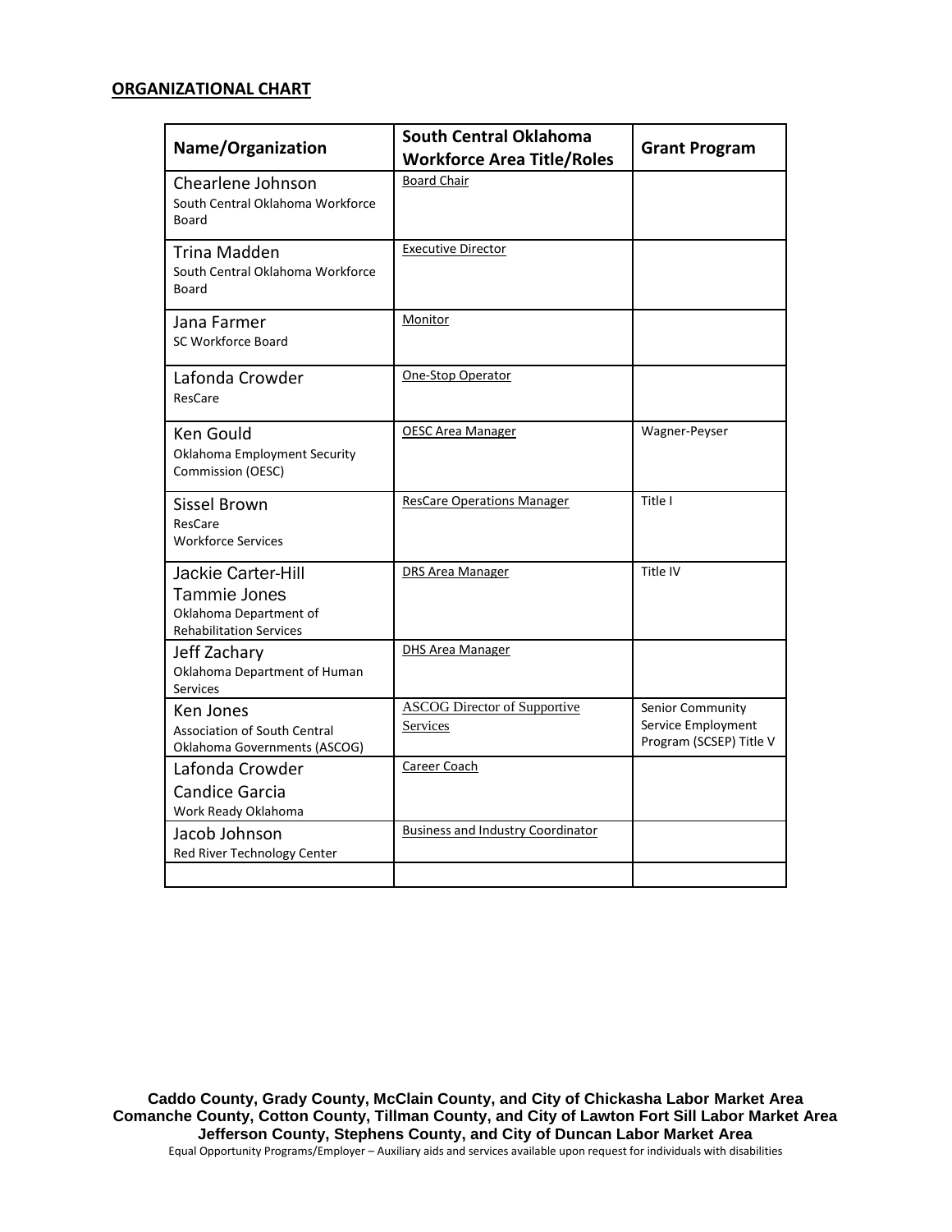**ORGANIZATIONAL CHART**

| Name/Organization | South Central Oklahoma Workforce Area Title/Roles | Grant Program |
|---|---|---|
| Chearlene Johnson<br>South Central Oklahoma Workforce Board | Board Chair | |
| Trina Madden<br>South Central Oklahoma Workforce Board | Executive Director | |
| Jana Farmer<br>SC Workforce Board | Monitor | |
| Lafonda Crowder<br>ResCare | One-Stop Operator | |
| Ken Gould<br>Oklahoma Employment Security Commission (OESC) | OESC Area Manager | Wagner-Peyser |
| Sissel Brown<br>ResCare<br>Workforce Services | ResCare Operations Manager | Title I |
| Jackie Carter-Hill<br>Tammie Jones<br>Oklahoma Department of Rehabilitation Services | DRS Area Manager | Title IV |
| Jeff Zachary<br>Oklahoma Department of Human Services | DHS Area Manager | |
| Ken Jones<br>Association of South Central Oklahoma Governments (ASCOG) | ASCOG Director of Supportive Services | Senior Community Service Employment Program (SCSEP) Title V |
| Lafonda Crowder<br>Candice Garcia<br>Work Ready Oklahoma | Career Coach | |
| Jacob Johnson<br>Red River Technology Center | Business and Industry Coordinator | |
| | | |

**Caddo County, Grady County, McClain County, and City of Chickasha Labor Market Area**
**Comanche County, Cotton County, Tillman County, and City of Lawton Fort Sill Labor Market Area**
**Jefferson County, Stephens County, and City of Duncan Labor Market Area**
Equal Opportunity Programs/Employer – Auxiliary aids and services available upon request for individuals with disabilities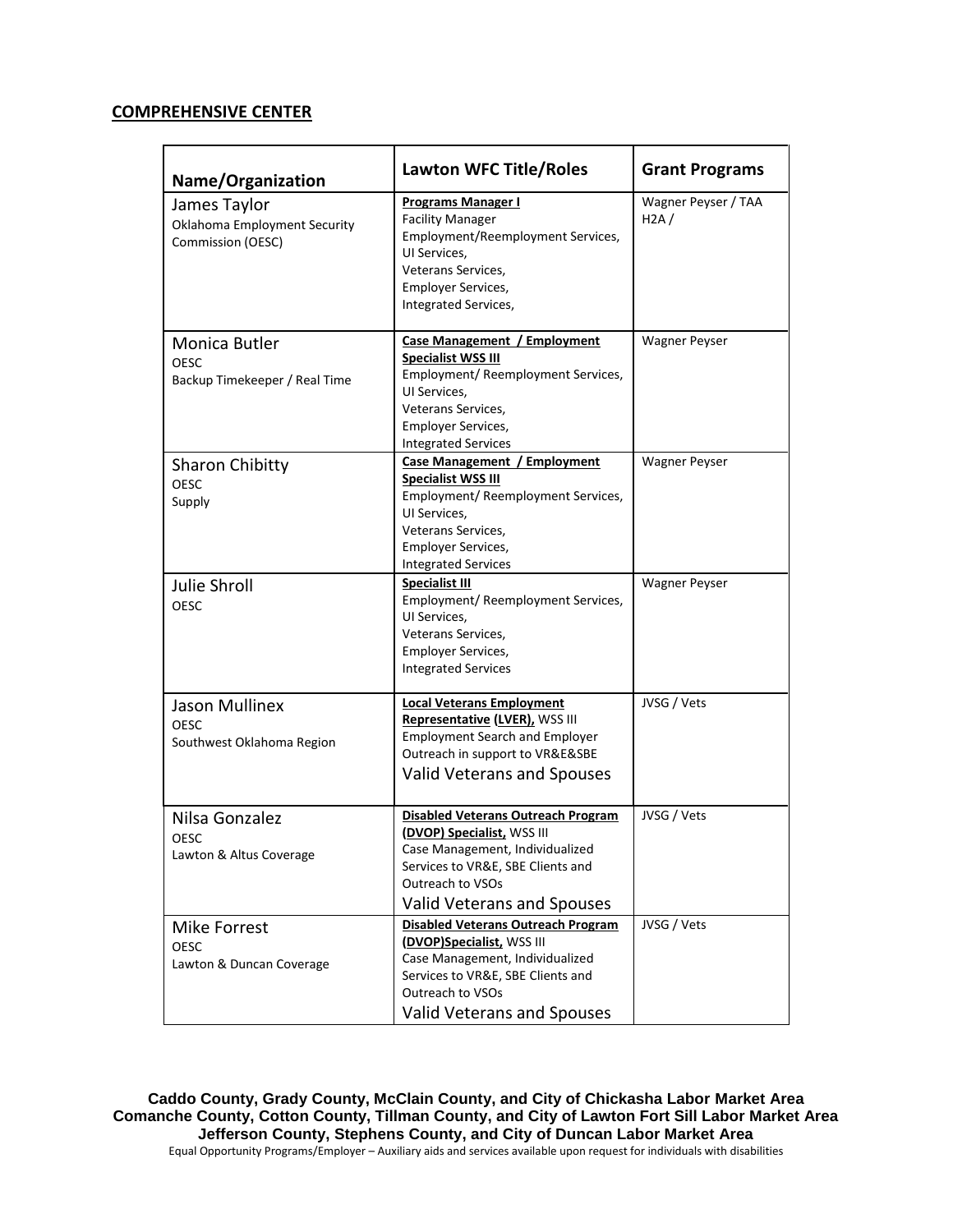**COMPREHENSIVE CENTER**

| Name/Organization | Lawton WFC Title/Roles | Grant Programs |
|---|---|---|
| James Taylor<br>Oklahoma Employment Security Commission (OESC) | **Programs Manager I**<br>Facility Manager<br>Employment/Reemployment Services,<br>UI Services,<br>Veterans Services,<br>Employer Services,<br>Integrated Services, | Wagner Peyser / TAA H2A / |
| Monica Butler<br>OESC<br>Backup Timekeeper / Real Time | **Case Management / Employment Specialist WSS III**<br>Employment/ Reemployment Services,<br>UI Services,<br>Veterans Services,<br>Employer Services,<br>Integrated Services | Wagner Peyser |
| Sharon Chibitty<br>OESC<br>Supply | **Case Management / Employment Specialist WSS III**<br>Employment/ Reemployment Services,<br>UI Services,<br>Veterans Services,<br>Employer Services,<br>Integrated Services | Wagner Peyser |
| Julie Shroll<br>OESC | **Specialist III**<br>Employment/ Reemployment Services,<br>UI Services,<br>Veterans Services,<br>Employer Services,<br>Integrated Services | Wagner Peyser |
| Jason Mullinex<br>OESC<br>Southwest Oklahoma Region | **Local Veterans Employment Representative (LVER),** WSS III<br>Employment Search and Employer Outreach in support to VR&E&SBE<br>Valid Veterans and Spouses | JVSG / Vets |
| Nilsa Gonzalez<br>OESC<br>Lawton & Altus Coverage | **Disabled Veterans Outreach Program (DVOP) Specialist,** WSS III<br>Case Management, Individualized Services to VR&E, SBE Clients and Outreach to VSOs<br>Valid Veterans and Spouses | JVSG / Vets |
| Mike Forrest<br>OESC<br>Lawton & Duncan Coverage | **Disabled Veterans Outreach Program (DVOP)Specialist,** WSS III<br>Case Management, Individualized Services to VR&E, SBE Clients and Outreach to VSOs<br>Valid Veterans and Spouses | JVSG / Vets |

**Caddo County, Grady County, McClain County, and City of Chickasha Labor Market Area**
**Comanche County, Cotton County, Tillman County, and City of Lawton Fort Sill Labor Market Area**
**Jefferson County, Stephens County, and City of Duncan Labor Market Area**
Equal Opportunity Programs/Employer – Auxiliary aids and services available upon request for individuals with disabilities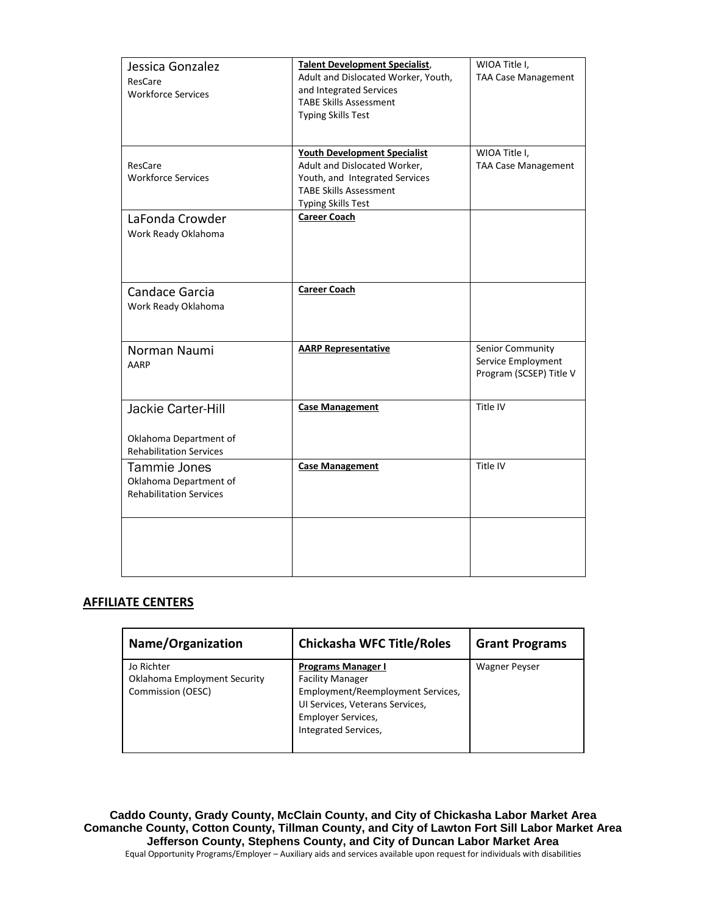| | | |
|---|---|---|
| Jessica Gonzalez<br>ResCare<br>Workforce Services | **Talent Development Specialist**,<br>Adult and Dislocated Worker, Youth, and Integrated Services<br>TABE Skills Assessment<br>Typing Skills Test | WIOA Title I,<br>TAA Case Management |
| ResCare<br>Workforce Services | **Youth Development Specialist**<br>Adult and Dislocated Worker, Youth, and Integrated Services<br>TABE Skills Assessment<br>Typing Skills Test | WIOA Title I,<br>TAA Case Management |
| LaFonda Crowder<br>Work Ready Oklahoma | **Career Coach** | |
| Candace Garcia<br>Work Ready Oklahoma | **Career Coach** | |
| Norman Naumi<br>AARP | **AARP Representative** | Senior Community Service Employment Program (SCSEP) Title V |
| Jackie Carter-Hill<br><br>Oklahoma Department of Rehabilitation Services | **Case Management** | Title IV |
| Tammie Jones<br>Oklahoma Department of Rehabilitation Services | **Case Management** | Title IV |
| | | |

## AFFILIATE CENTERS

| Name/Organization | Chickasha WFC Title/Roles | Grant Programs |
|---|---|---|
| Jo Richter<br>Oklahoma Employment Security Commission (OESC) | **Programs Manager I**<br>Facility Manager<br>Employment/Reemployment Services,<br>UI Services, Veterans Services,<br>Employer Services,<br>Integrated Services, | Wagner Peyser |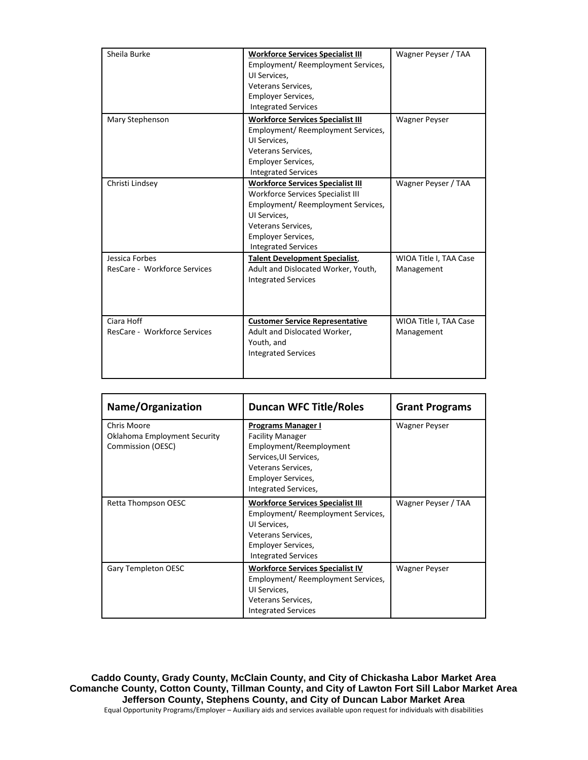| | | |
|---|---|---|
| Sheila Burke | **Workforce Services Specialist III**<br>Employment/ Reemployment Services,<br>UI Services,<br>Veterans Services,<br>Employer Services,<br>Integrated Services | Wagner Peyser / TAA |
| Mary Stephenson | **Workforce Services Specialist III**<br>Employment/ Reemployment Services,<br>UI Services,<br>Veterans Services,<br>Employer Services,<br>Integrated Services | Wagner Peyser |
| Christi Lindsey | **Workforce Services Specialist III**<br>Workforce Services Specialist III<br>Employment/ Reemployment Services,<br>UI Services,<br>Veterans Services,<br>Employer Services,<br>Integrated Services | Wagner Peyser / TAA |
| Jessica Forbes<br>ResCare - Workforce Services | **Talent Development Specialist**,<br>Adult and Dislocated Worker, Youth,<br>Integrated Services | WIOA Title I, TAA Case Management |
| Ciara Hoff<br>ResCare - Workforce Services | **Customer Service Representative**<br>Adult and Dislocated Worker,<br>Youth, and<br>Integrated Services | WIOA Title I, TAA Case Management |

| Name/Organization | Duncan WFC Title/Roles | Grant Programs |
|---|---|---|
| Chris Moore<br>Oklahoma Employment Security Commission (OESC) | **Programs Manager I**<br>Facility Manager<br>Employment/Reemployment Services,UI Services,<br>Veterans Services,<br>Employer Services,<br>Integrated Services, | Wagner Peyser |
| Retta Thompson OESC | **Workforce Services Specialist III**<br>Employment/ Reemployment Services,<br>UI Services,<br>Veterans Services,<br>Employer Services,<br>Integrated Services | Wagner Peyser / TAA |
| Gary Templeton OESC | **Workforce Services Specialist IV**<br>Employment/ Reemployment Services,<br>UI Services,<br>Veterans Services,<br>Integrated Services | Wagner Peyser |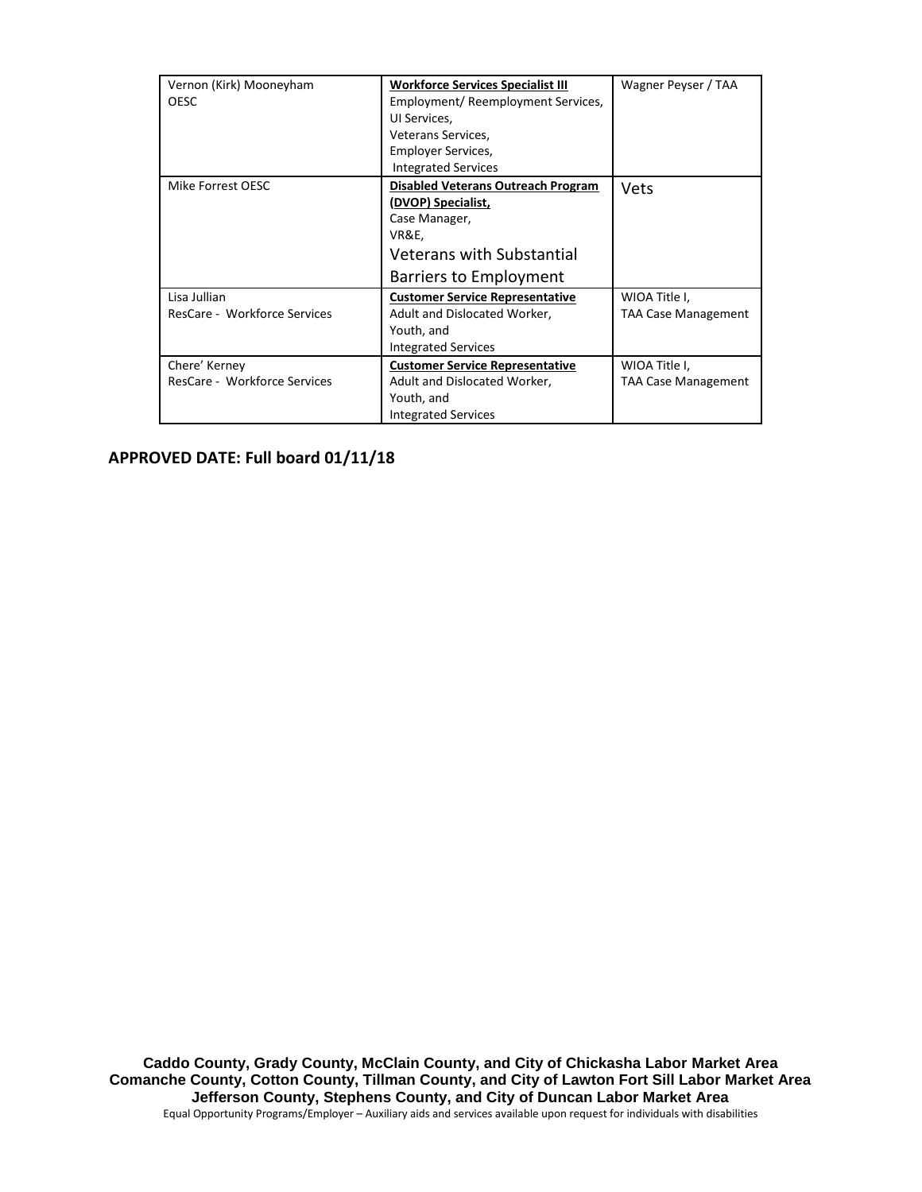| | | |
|---|---|---|
| Vernon (Kirk) Mooneyham<br>OESC | **Workforce Services Specialist III**<br>Employment/ Reemployment Services,<br>UI Services,<br>Veterans Services,<br>Employer Services,<br>Integrated Services | Wagner Peyser / TAA |
| Mike Forrest OESC | **Disabled Veterans Outreach Program (DVOP) Specialist,**<br>Case Manager,<br>VR&E,<br>Veterans with Substantial Barriers to Employment | Vets |
| Lisa Jullian<br>ResCare - Workforce Services | **Customer Service Representative**<br>Adult and Dislocated Worker,<br>Youth, and<br>Integrated Services | WIOA Title I,<br>TAA Case Management |
| Chere' Kerney<br>ResCare - Workforce Services | **Customer Service Representative**<br>Adult and Dislocated Worker,<br>Youth, and<br>Integrated Services | WIOA Title I,<br>TAA Case Management |

**APPROVED DATE: Full board 01/11/18**

**Caddo County, Grady County, McClain County, and City of Chickasha Labor Market Area**
**Comanche County, Cotton County, Tillman County, and City of Lawton Fort Sill Labor Market Area**
**Jefferson County, Stephens County, and City of Duncan Labor Market Area**
Equal Opportunity Programs/Employer – Auxiliary aids and services available upon request for individuals with disabilities